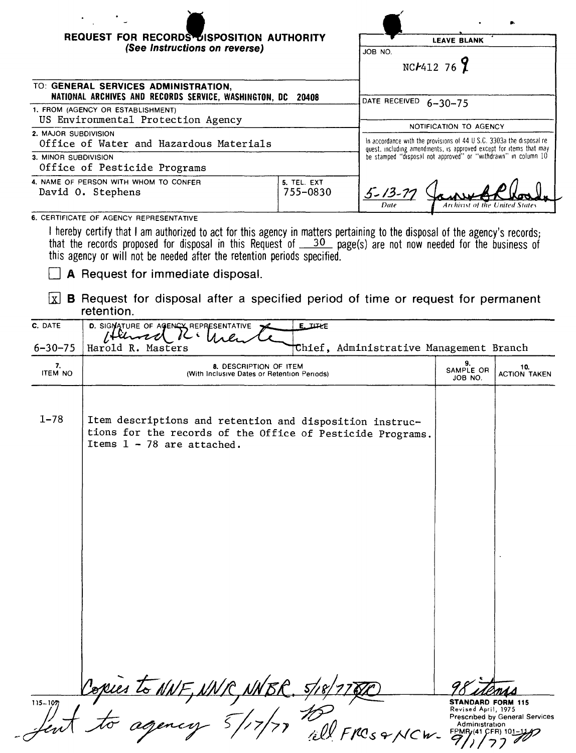# REQUEST FOR RECORDS DISPOSITION AUTHORITY
*(See Instructions on reverse)*

**LEAVE BLANK**

JOB NO. NC1-412 76 9

DATE RECEIVED 6-30-75

NOTIFICATION TO AGENCY

In accordance with the provisions of 44 U.S.C. 3303a the disposal request, including amendments, is approved except for items that may be stamped "disposal not approved" or "withdrawn" in column 10

5-13-77 — Date — Archivist of the United States

TO: **GENERAL SERVICES ADMINISTRATION, NATIONAL ARCHIVES AND RECORDS SERVICE, WASHINGTON, DC 20408**

1. FROM (AGENCY OR ESTABLISHMENT)
US Environmental Protection Agency

2. MAJOR SUBDIVISION
Office of Water and Hazardous Materials

3. MINOR SUBDIVISION
Office of Pesticide Programs

4. NAME OF PERSON WITH WHOM TO CONFER
David O. Stephens

5. TEL. EXT
755-0830

6. CERTIFICATE OF AGENCY REPRESENTATIVE

I hereby certify that I am authorized to act for this agency in matters pertaining to the disposal of the agency's records; that the records proposed for disposal in this Request of 30 page(s) are not now needed for the business of this agency or will not be needed after the retention periods specified.

☐ **A** Request for immediate disposal.

☒ **B** Request for disposal after a specified period of time or request for permanent retention.

| C. DATE | D. SIGNATURE OF AGENCY REPRESENTATIVE | E. TITLE |
|---|---|---|
| 6-30-75 | Harold R. Masters | Chief, Administrative Management Branch |

| 7. ITEM NO | 8. DESCRIPTION OF ITEM (With Inclusive Dates or Retention Periods) | 9. SAMPLE OR JOB NO. | 10. ACTION TAKEN |
|---|---|---|---|
| 1-78 | Item descriptions and retention and disposition instructions for the records of the Office of Pesticide Programs. Items 1 - 78 are attached. | | |

Copies to NNF, NNR, NNBR. 5/18/77

98 items

Sent to agency 5/17/77

all FRCs & NCW- 9/1/77

115-107

**STANDARD FORM 115**
Revised April, 1975
Prescribed by General Services Administration
FPMR (41 CFR) 101-11.4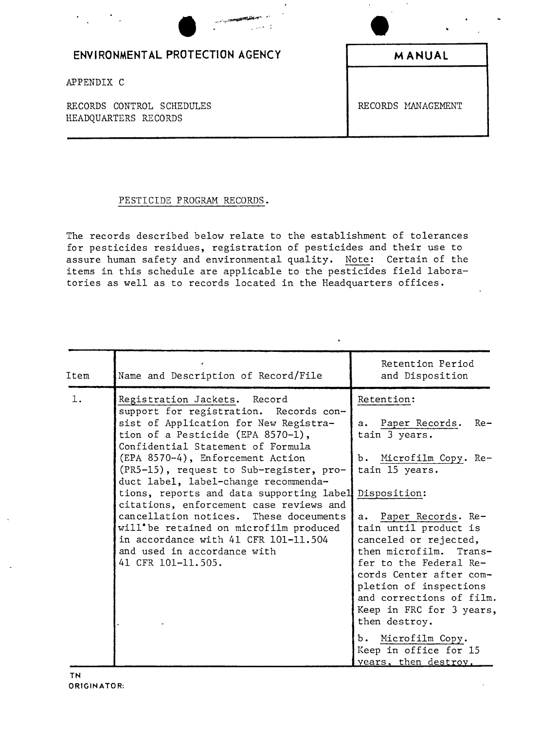**ENVIRONMENTAL PROTECTION AGENCY**

APPENDIX C

RECORDS CONTROL SCHEDULES
HEADQUARTERS RECORDS

**MANUAL**

RECORDS MANAGEMENT

PESTICIDE PROGRAM RECORDS.

The records described below relate to the establishment of tolerances for pesticides residues, registration of pesticides and their use to assure human safety and environmental quality. Note: Certain of the items in this schedule are applicable to the pesticides field laboratories as well as to records located in the Headquarters offices.

| Item | Name and Description of Record/File | Retention Period and Disposition |
|---|---|---|
| 1. | Registration Jackets. Record support for registration. Records consist of Application for New Registration of a Pesticide (EPA 8570-1), Confidential Statement of Formula (EPA 8570-4), Enforcement Action (PR5-15), request to Sub-register, product label, label-change recommendations, reports and data supporting label citations, enforcement case reviews and cancellation notices. These doceuments will be retained on microfilm produced in accordance with 41 CFR 101-11.504 and used in accordance with 41 CFR 101-11.505. | Retention:<br><br>a. Paper Records. Retain 3 years.<br><br>b. Microfilm Copy. Retain 15 years.<br><br>Disposition:<br><br>a. Paper Records. Retain until product is canceled or rejected, then microfilm. Transfer to the Federal Records Center after completion of inspections and corrections of film. Keep in FRC for 3 years, then destroy.<br><br>b. Microfilm Copy. Keep in office for 15 years, then destroy. |

TN
ORIGINATOR: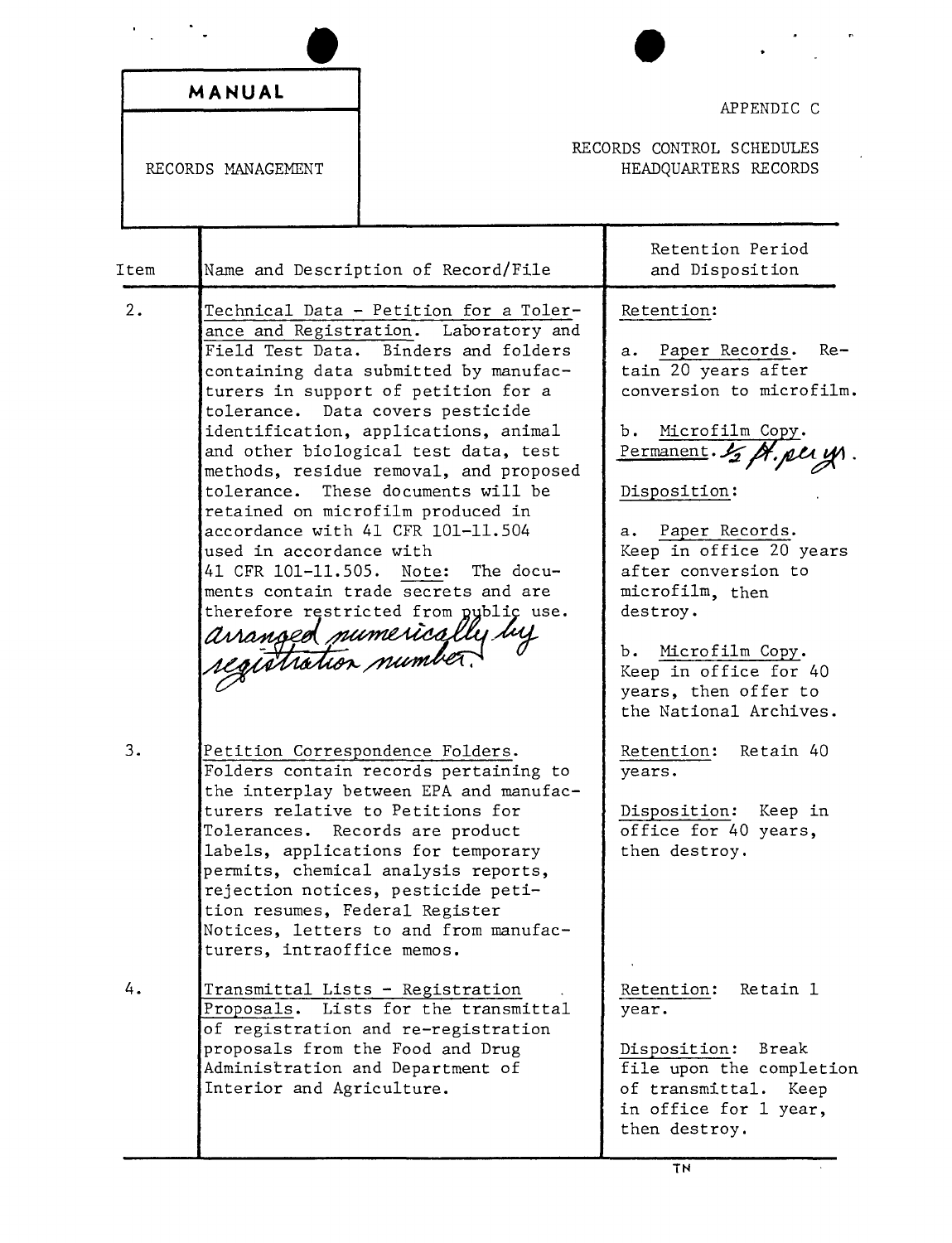| MANUAL | APPENDIC C |
| --- | --- |
| RECORDS MANAGEMENT | RECORDS CONTROL SCHEDULES<br>HEADQUARTERS RECORDS |

| Item | Name and Description of Record/File | Retention Period and Disposition |
| --- | --- | --- |
| 2. | Technical Data - Petition for a Tolerance and Registration. Laboratory and Field Test Data. Binders and folders containing data submitted by manufacturers in support of petition for a tolerance. Data covers pesticide identification, applications, animal and other biological test data, test methods, residue removal, and proposed tolerance. These documents will be retained on microfilm produced in accordance with 41 CFR 101-11.504 used in accordance with 41 CFR 101-11.505. Note: The documents contain trade secrets and are therefore restricted from public use. *arranged numerically by registration number.* | Retention:<br><br>a. Paper Records. Retain 20 years after conversion to microfilm.<br><br>b. Microfilm Copy. Permanent. *1/2 ft. per yr.*<br><br>Disposition:<br><br>a. Paper Records. Keep in office 20 years after conversion to microfilm, then destroy.<br><br>b. Microfilm Copy. Keep in office for 40 years, then offer to the National Archives. |
| 3. | Petition Correspondence Folders. Folders contain records pertaining to the interplay between EPA and manufacturers relative to Petitions for Tolerances. Records are product labels, applications for temporary permits, chemical analysis reports, rejection notices, pesticide petition resumes, Federal Register Notices, letters to and from manufacturers, intraoffice memos. | Retention: Retain 40 years.<br><br>Disposition: Keep in office for 40 years, then destroy. |
| 4. | Transmittal Lists - Registration Proposals. Lists for the transmittal of registration and re-registration proposals from the Food and Drug Administration and Department of Interior and Agriculture. | Retention: Retain 1 year.<br><br>Disposition: Break file upon the completion of transmittal. Keep in office for 1 year, then destroy. |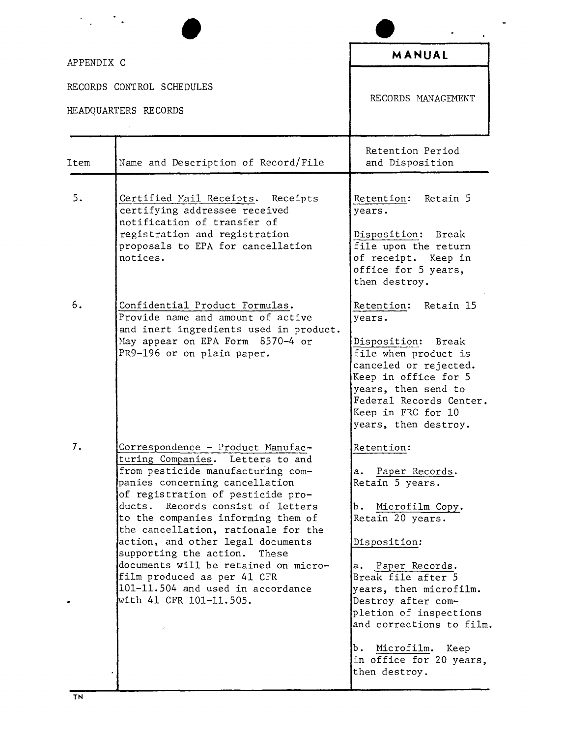APPENDIX C

RECORDS CONTROL SCHEDULES

HEADQUARTERS RECORDS

**MANUAL**

RECORDS MANAGEMENT

| Item | Name and Description of Record/File | Retention Period and Disposition |
|---|---|---|
| 5. | Certified Mail Receipts. Receipts certifying addressee received notification of transfer of registration and registration proposals to EPA for cancellation notices. | Retention: Retain 5 years.<br><br>Disposition: Break file upon the return of receipt. Keep in office for 5 years, then destroy. |
| 6. | Confidential Product Formulas. Provide name and amount of active and inert ingredients used in product. May appear on EPA Form 8570-4 or PR9-196 or on plain paper. | Retention: Retain 15 years.<br><br>Disposition: Break file when product is canceled or rejected. Keep in office for 5 years, then send to Federal Records Center. Keep in FRC for 10 years, then destroy. |
| 7. | Correspondence - Product Manufacturing Companies. Letters to and from pesticide manufacturing companies concerning cancellation of registration of pesticide products. Records consist of letters to the companies informing them of the cancellation, rationale for the action, and other legal documents supporting the action. These documents will be retained on microfilm produced as per 41 CFR 101-11.504 and used in accordance with 41 CFR 101-11.505. | Retention:<br><br>a. Paper Records. Retain 5 years.<br><br>b. Microfilm Copy. Retain 20 years.<br><br>Disposition:<br><br>a. Paper Records. Break file after 5 years, then microfilm. Destroy after completion of inspections and corrections to film.<br><br>b. Microfilm. Keep in office for 20 years, then destroy. |

TN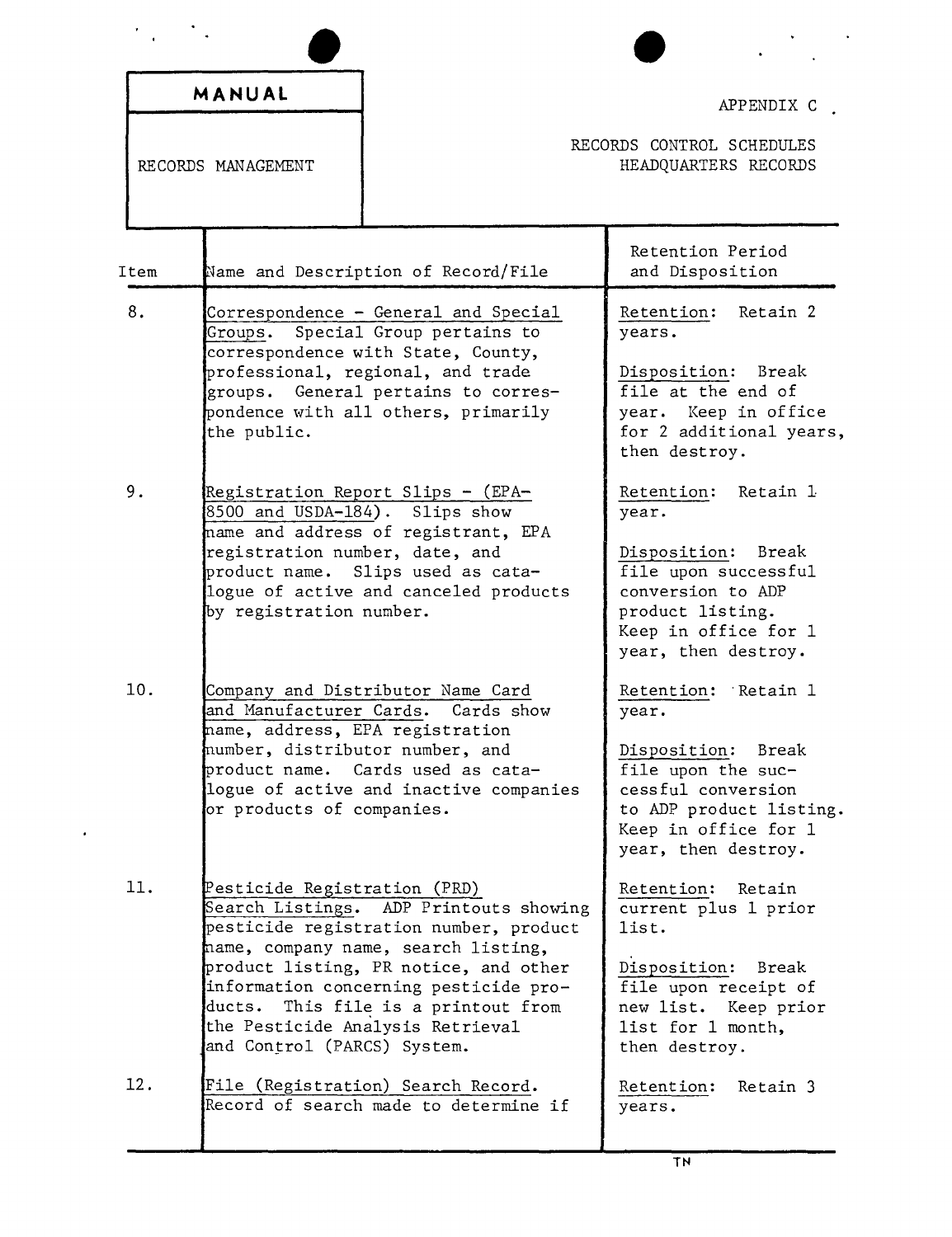| MANUAL | APPENDIX C |
|---|---|
| RECORDS MANAGEMENT | RECORDS CONTROL SCHEDULES HEADQUARTERS RECORDS |

| Item | Name and Description of Record/File | Retention Period and Disposition |
|---|---|---|
| 8. | Correspondence - General and Special Groups. Special Group pertains to correspondence with State, County, professional, regional, and trade groups. General pertains to correspondence with all others, primarily the public. | Retention: Retain 2 years.<br><br>Disposition: Break file at the end of year. Keep in office for 2 additional years, then destroy. |
| 9. | Registration Report Slips - (EPA-8500 and USDA-184). Slips show name and address of registrant, EPA registration number, date, and product name. Slips used as catalogue of active and canceled products by registration number. | Retention: Retain 1 year.<br><br>Disposition: Break file upon successful conversion to ADP product listing. Keep in office for 1 year, then destroy. |
| 10. | Company and Distributor Name Card and Manufacturer Cards. Cards show name, address, EPA registration number, distributor number, and product name. Cards used as catalogue of active and inactive companies or products of companies. | Retention: Retain 1 year.<br><br>Disposition: Break file upon the successful conversion to ADP product listing. Keep in office for 1 year, then destroy. |
| 11. | Pesticide Registration (PRD) Search Listings. ADP Printouts showing pesticide registration number, product name, company name, search listing, product listing, PR notice, and other information concerning pesticide products. This file is a printout from the Pesticide Analysis Retrieval and Control (PARCS) System. | Retention: Retain current plus 1 prior list.<br><br>Disposition: Break file upon receipt of new list. Keep prior list for 1 month, then destroy. |
| 12. | File (Registration) Search Record. Record of search made to determine if | Retention: Retain 3 years. |

TN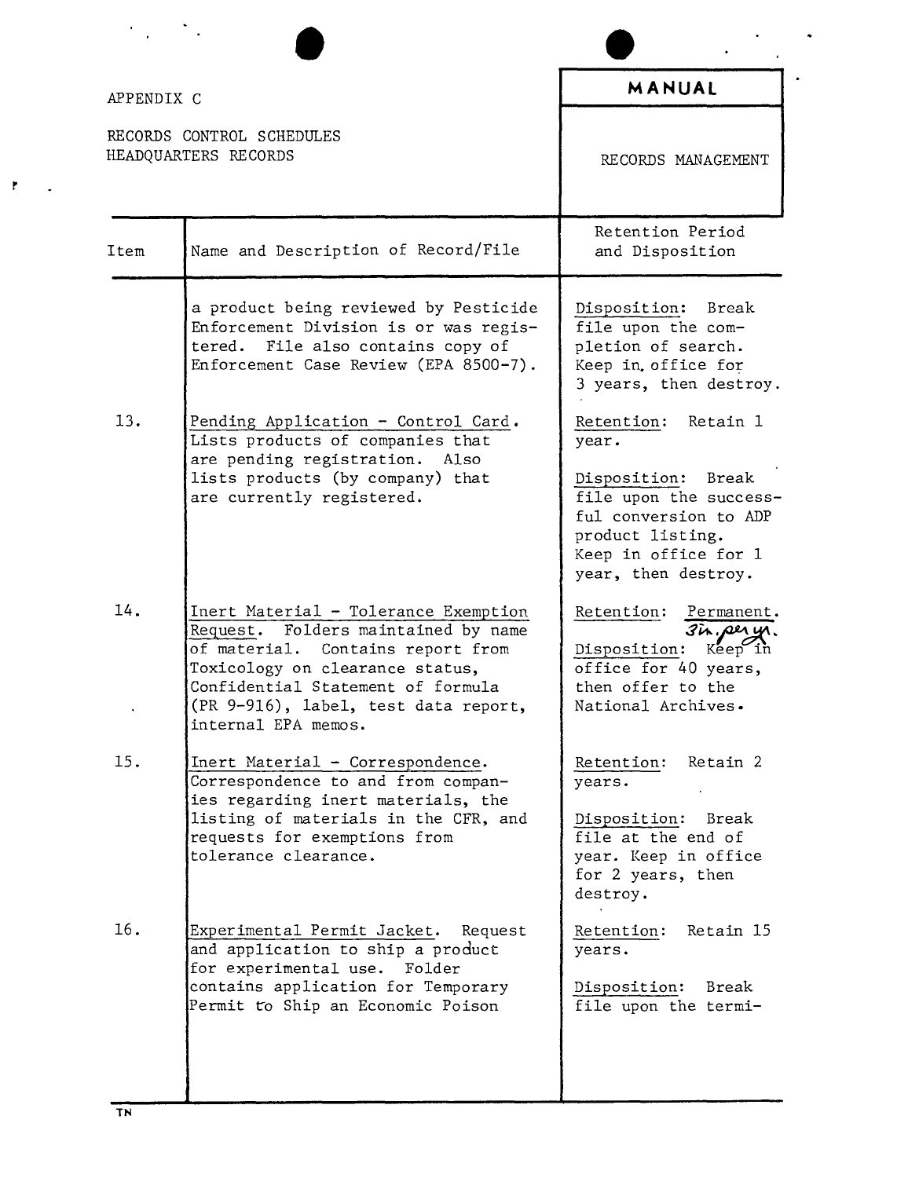APPENDIX C

RECORDS CONTROL SCHEDULES
HEADQUARTERS RECORDS

**MANUAL**

RECORDS MANAGEMENT

| Item | Name and Description of Record/File | Retention Period and Disposition |
|---|---|---|
| | a product being reviewed by Pesticide Enforcement Division is or was registered. File also contains copy of Enforcement Case Review (EPA 8500-7). | Disposition: Break file upon the completion of search. Keep in office for 3 years, then destroy. |
| 13. | Pending Application - Control Card. Lists products of companies that are pending registration. Also lists products (by company) that are currently registered. | Retention: Retain 1 year.<br><br>Disposition: Break file upon the successful conversion to ADP product listing. Keep in office for 1 year, then destroy. |
| 14. | Inert Material - Tolerance Exemption Request. Folders maintained by name of material. Contains report from Toxicology on clearance status, Confidential Statement of formula (PR 9-916), label, test data report, internal EPA memos. | Retention: Permanent.<br><br>Disposition: Keep in office for 40 years, then offer to the National Archives. |
| 15. | Inert Material - Correspondence. Correspondence to and from companies regarding inert materials, the listing of materials in the CFR, and requests for exemptions from tolerance clearance. | Retention: Retain 2 years.<br><br>Disposition: Break file at the end of year. Keep in office for 2 years, then destroy. |
| 16. | Experimental Permit Jacket. Request and application to ship a product for experimental use. Folder contains application for Temporary Permit to Ship an Economic Poison | Retention: Retain 15 years.<br><br>Disposition: Break file upon the termi- |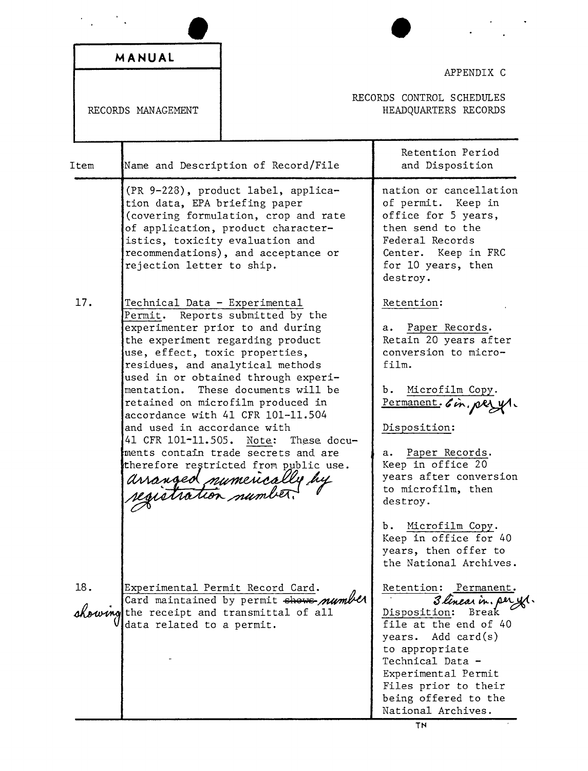| MANUAL | APPENDIX C |
|---|---|
| RECORDS MANAGEMENT | RECORDS CONTROL SCHEDULES HEADQUARTERS RECORDS |

| Item | Name and Description of Record/File | Retention Period and Disposition |
|---|---|---|
| | (PR 9-228), product label, application data, EPA briefing paper (covering formulation, crop and rate of application, product characteristics, toxicity evaluation and recommendations), and acceptance or rejection letter to ship. | nation or cancellation of permit. Keep in office for 5 years, then send to the Federal Records Center. Keep in FRC for 10 years, then destroy. |
| 17. | Technical Data - Experimental Permit. Reports submitted by the experimenter prior to and during the experiment regarding product use, effect, toxic properties, residues, and analytical methods used in or obtained through experimentation. These documents will be retained on microfilm produced in accordance with 41 CFR 101-11.504 and used in accordance with 41 CFR 101-11.505. Note: These documents contain trade secrets and are therefore restricted from public use. *arranged numerically by registration number.* | Retention:<br><br>a. Paper Records. Retain 20 years after conversion to microfilm.<br><br>b. Microfilm Copy. Permanent. *6 in. per yr.*<br><br>Disposition:<br><br>a. Paper Records. Keep in office 20 years after conversion to microfilm, then destroy.<br><br>b. Microfilm Copy. Keep in office for 40 years, then offer to the National Archives. |
| 18. | Experimental Permit Record Card. Card maintained by permit ~~shows~~ *number* *showing* the receipt and transmittal of all data related to a permit. | Retention: Permanent. *3 linear in. per yr.*<br>Disposition: Break file at the end of 40 years. Add card(s) to appropriate Technical Data - Experimental Permit Files prior to their being offered to the National Archives. |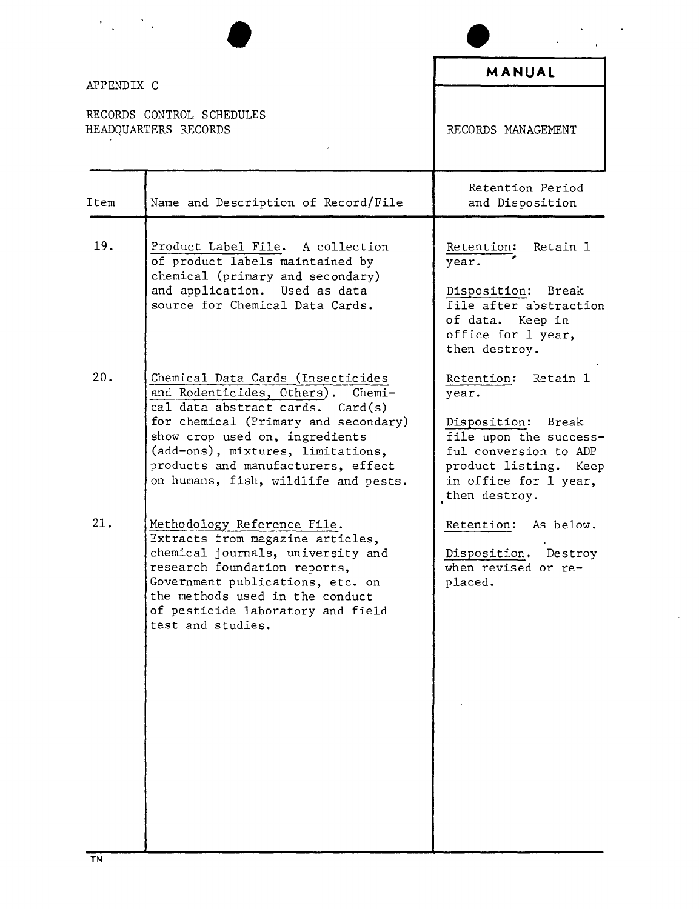APPENDIX C

RECORDS CONTROL SCHEDULES
HEADQUARTERS RECORDS

**MANUAL**

RECORDS MANAGEMENT

| Item | Name and Description of Record/File | Retention Period and Disposition |
|---|---|---|
| 19. | Product Label File. A collection of product labels maintained by chemical (primary and secondary) and application. Used as data source for Chemical Data Cards. | Retention: Retain 1 year.<br><br>Disposition: Break file after abstraction of data. Keep in office for 1 year, then destroy. |
| 20. | Chemical Data Cards (Insecticides and Rodenticides, Others). Chemical data abstract cards. Card(s) for chemical (Primary and secondary) show crop used on, ingredients (add-ons), mixtures, limitations, products and manufacturers, effect on humans, fish, wildlife and pests. | Retention: Retain 1 year.<br><br>Disposition: Break file upon the successful conversion to ADP product listing. Keep in office for 1 year, then destroy. |
| 21. | Methodology Reference File. Extracts from magazine articles, chemical journals, university and research foundation reports, Government publications, etc. on the methods used in the conduct of pesticide laboratory and field test and studies. | Retention: As below.<br><br>Disposition. Destroy when revised or replaced. |

TN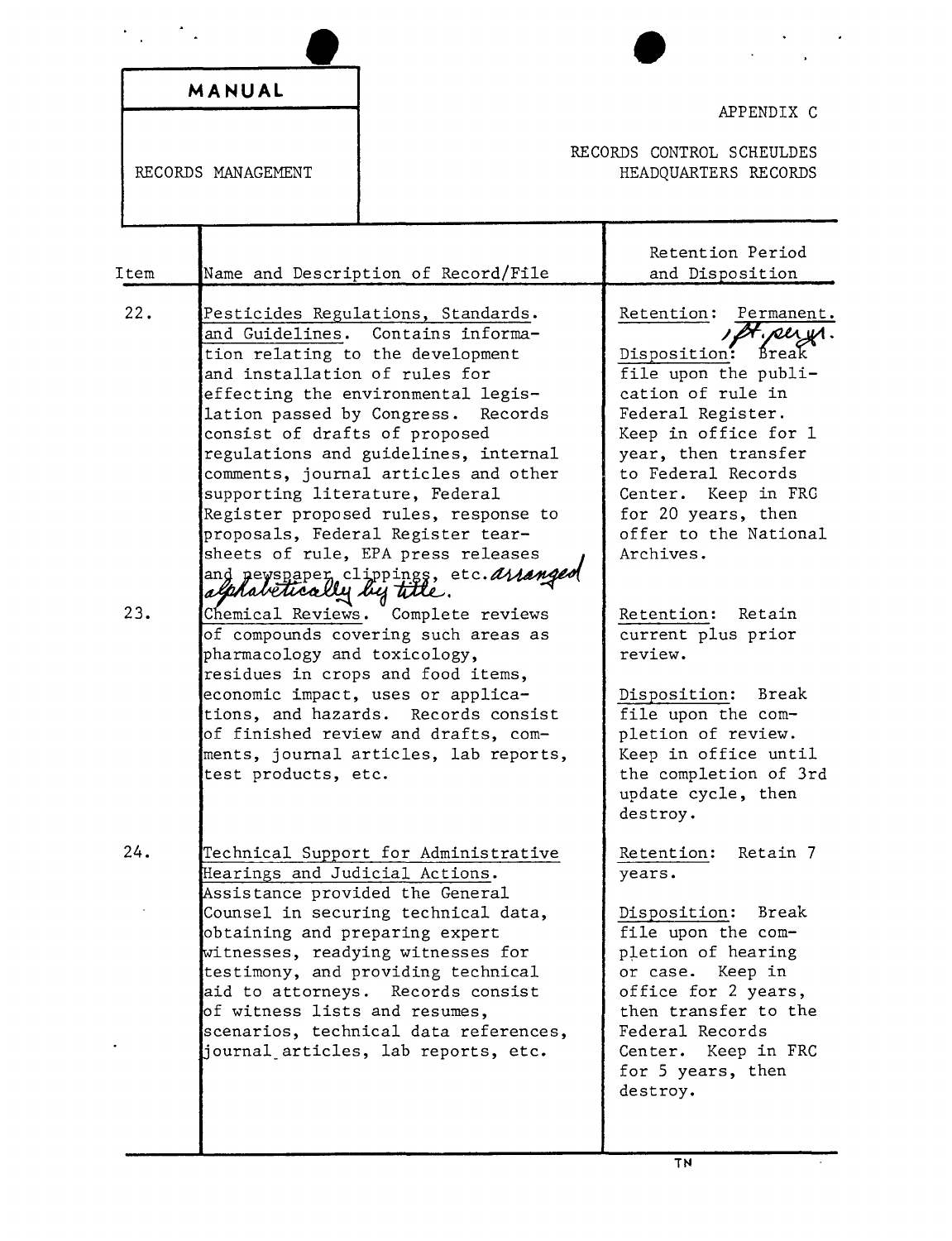**MANUAL**

RECORDS MANAGEMENT

APPENDIX C

RECORDS CONTROL SCHEULDES
HEADQUARTERS RECORDS

| Item | Name and Description of Record/File | Retention Period and Disposition |
|---|---|---|
| 22. | Pesticides Regulations, Standards. and Guidelines. Contains information relating to the development and installation of rules for effecting the environmental legislation passed by Congress. Records consist of drafts of proposed regulations and guidelines, internal comments, journal articles and other supporting literature, Federal Register proposed rules, response to proposals, Federal Register tearsheets of rule, EPA press releases and newspaper clippings, etc. *arranged alphabetically by title.* | Retention: Permanent. *, PF. per yr.* Disposition: Break file upon the publication of rule in Federal Register. Keep in office for 1 year, then transfer to Federal Records Center. Keep in FRC for 20 years, then offer to the National Archives. |
| 23. | Chemical Reviews. Complete reviews of compounds covering such areas as pharmacology and toxicology, residues in crops and food items, economic impact, uses or applications, and hazards. Records consist of finished review and drafts, comments, journal articles, lab reports, test products, etc. | Retention: Retain current plus prior review. Disposition: Break file upon the completion of review. Keep in office until the completion of 3rd update cycle, then destroy. |
| 24. | Technical Support for Administrative Hearings and Judicial Actions. Assistance provided the General Counsel in securing technical data, obtaining and preparing expert witnesses, readying witnesses for testimony, and providing technical aid to attorneys. Records consist of witness lists and resumes, scenarios, technical data references, journal articles, lab reports, etc. | Retention: Retain 7 years. Disposition: Break file upon the completion of hearing or case. Keep in office for 2 years, then transfer to the Federal Records Center. Keep in FRC for 5 years, then destroy. |

TN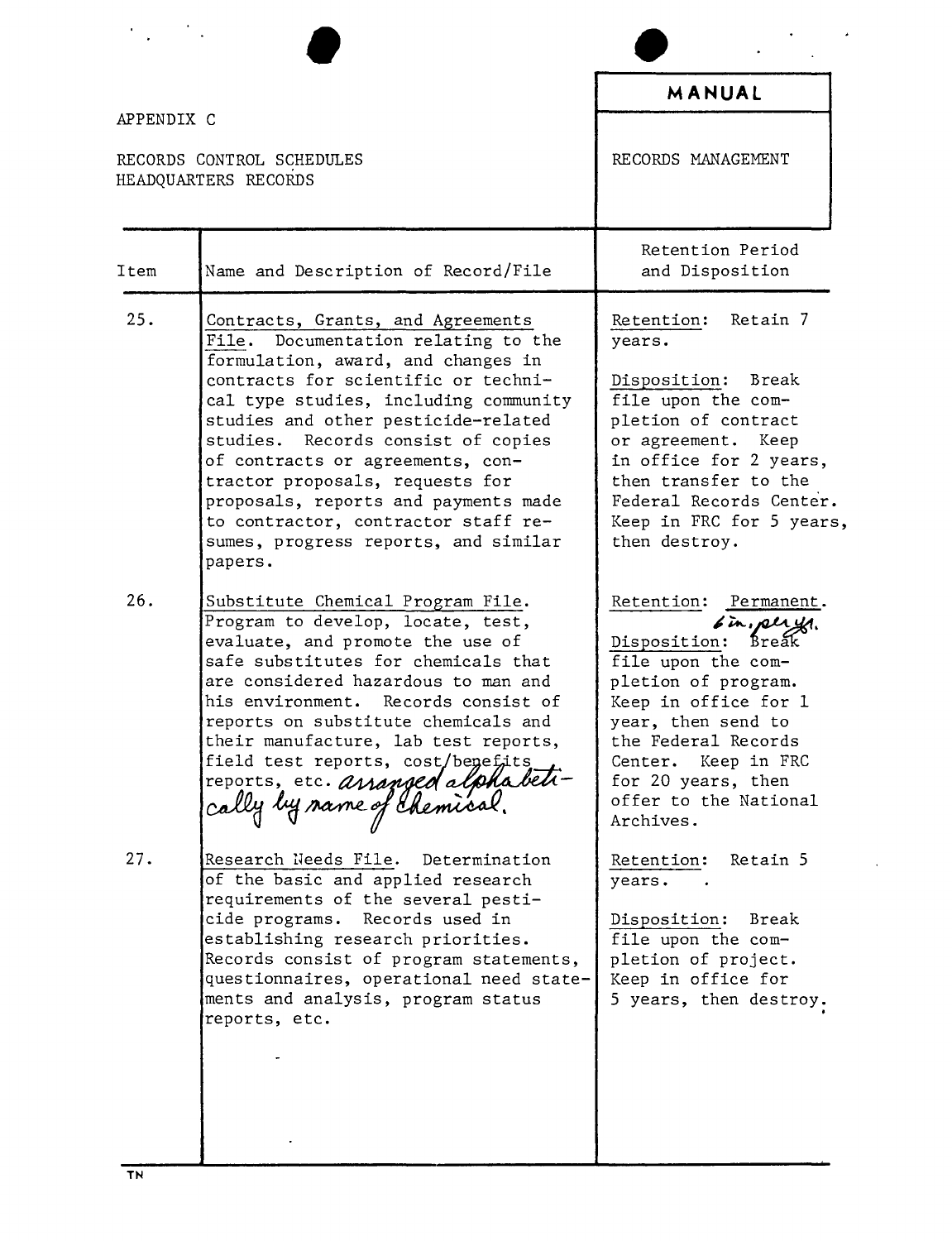APPENDIX C

RECORDS CONTROL SCHEDULES
HEADQUARTERS RECORDS

**MANUAL**

RECORDS MANAGEMENT

| Item | Name and Description of Record/File | Retention Period and Disposition |
|---|---|---|
| 25. | Contracts, Grants, and Agreements File. Documentation relating to the formulation, award, and changes in contracts for scientific or technical type studies, including community studies and other pesticide-related studies. Records consist of copies of contracts or agreements, contractor proposals, requests for proposals, reports and payments made to contractor, contractor staff resumes, progress reports, and similar papers. | Retention: Retain 7 years.<br><br>Disposition: Break file upon the completion of contract or agreement. Keep in office for 2 years, then transfer to the Federal Records Center. Keep in FRC for 5 years, then destroy. |
| 26. | Substitute Chemical Program File. Program to develop, locate, test, evaluate, and promote the use of safe substitutes for chemicals that are considered hazardous to man and his environment. Records consist of reports on substitute chemicals and their manufacture, lab test reports, field test reports, cost/benefits reports, etc. *arranged alphabetically by name of chemical.* | Retention: Permanent. *6 in. per yr.*<br><br>Disposition: Break file upon the completion of program. Keep in office for 1 year, then send to the Federal Records Center. Keep in FRC for 20 years, then offer to the National Archives. |
| 27. | Research Needs File. Determination of the basic and applied research requirements of the several pesticide programs. Records used in establishing research priorities. Records consist of program statements, questionnaires, operational need statements and analysis, program status reports, etc. | Retention: Retain 5 years.<br><br>Disposition: Break file upon the completion of project. Keep in office for 5 years, then destroy. |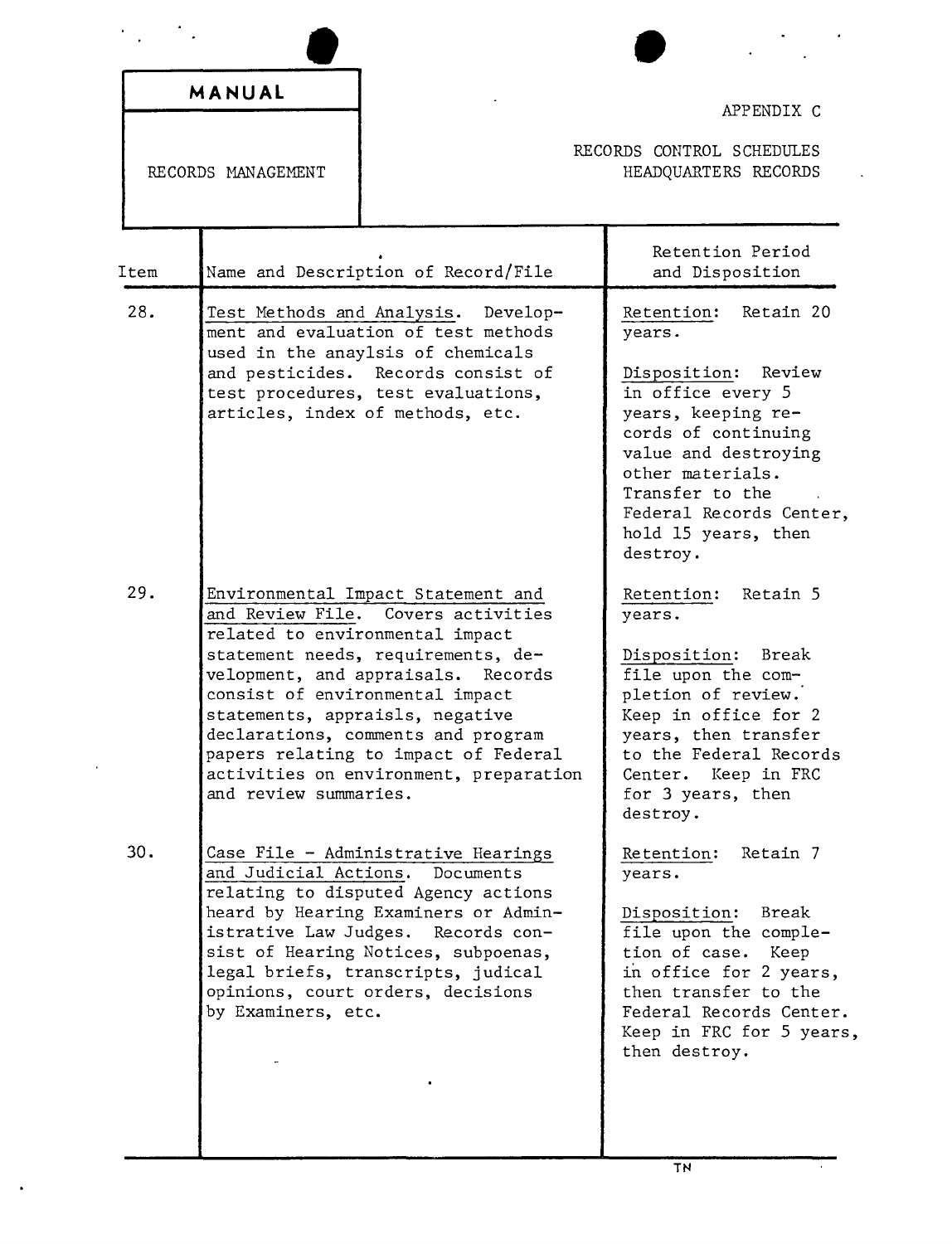**MANUAL**

RECORDS MANAGEMENT

APPENDIX C

RECORDS CONTROL SCHEDULES
HEADQUARTERS RECORDS

| Item | Name and Description of Record/File | Retention Period and Disposition |
|---|---|---|
| 28. | Test Methods and Analysis. Development and evaluation of test methods used in the anaylsis of chemicals and pesticides. Records consist of test procedures, test evaluations, articles, index of methods, etc. | Retention: Retain 20 years.<br><br>Disposition: Review in office every 5 years, keeping records of continuing value and destroying other materials. Transfer to the Federal Records Center, hold 15 years, then destroy. |
| 29. | Environmental Impact Statement and and Review File. Covers activities related to environmental impact statement needs, requirements, development, and appraisals. Records consist of environmental impact statements, appraisls, negative declarations, comments and program papers relating to impact of Federal activities on environment, preparation and review summaries. | Retention: Retain 5 years.<br><br>Disposition: Break file upon the completion of review. Keep in office for 2 years, then transfer to the Federal Records Center. Keep in FRC for 3 years, then destroy. |
| 30. | Case File - Administrative Hearings and Judicial Actions. Documents relating to disputed Agency actions heard by Hearing Examiners or Administrative Law Judges. Records consist of Hearing Notices, subpoenas, legal briefs, transcripts, judical opinions, court orders, decisions by Examiners, etc. | Retention: Retain 7 years.<br><br>Disposition: Break file upon the completion of case. Keep in office for 2 years, then transfer to the Federal Records Center. Keep in FRC for 5 years, then destroy. |

TN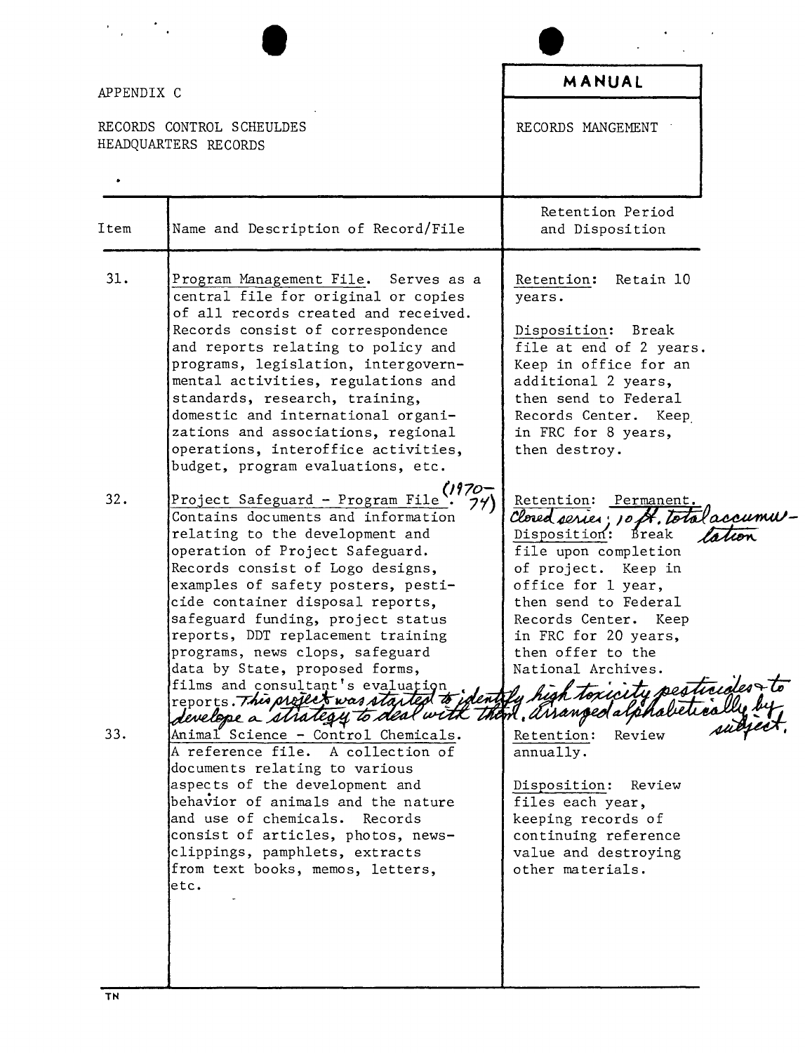APPENDIX C

RECORDS CONTROL SCHEULDES
HEADQUARTERS RECORDS

**MANUAL**

RECORDS MANGEMENT

| Item | Name and Description of Record/File | Retention Period and Disposition |
|---|---|---|
| 31. | Program Management File. Serves as a central file for original or copies of all records created and received. Records consist of correspondence and reports relating to policy and programs, legislation, intergovernmental activities, regulations and standards, research, training, domestic and international organizations and associations, regional operations, interoffice activities, budget, program evaluations, etc. | Retention: Retain 10 years.<br><br>Disposition: Break file at end of 2 years. Keep in office for an additional 2 years, then send to Federal Records Center. Keep in FRC for 8 years, then destroy. |
| 32. | Project Safeguard - Program File. (1970-74) Contains documents and information relating to the development and operation of Project Safeguard. Records consist of Logo designs, examples of safety posters, pesticide container disposal reports, safeguard funding, project status reports, DDT replacement training programs, news clops, safeguard data by State, proposed forms, films and consultant's evaluation reports. This project was started to identify high toxicity pesticides & to develope a strategy to deal with them. Arranged alphabetically by subject. | Retention: Permanent. Closed series; 10 ft. total accumulation<br>Disposition: Break file upon completion of project. Keep in office for 1 year, then send to Federal Records Center. Keep in FRC for 20 years, then offer to the National Archives. |
| 33. | Animal Science - Control Chemicals. A reference file. A collection of documents relating to various aspects of the development and behavior of animals and the nature and use of chemicals. Records consist of articles, photos, newsclippings, pamphlets, extracts from text books, memos, letters, etc. | Retention: Review annually.<br><br>Disposition: Review files each year, keeping records of continuing reference value and destroying other materials. |

TN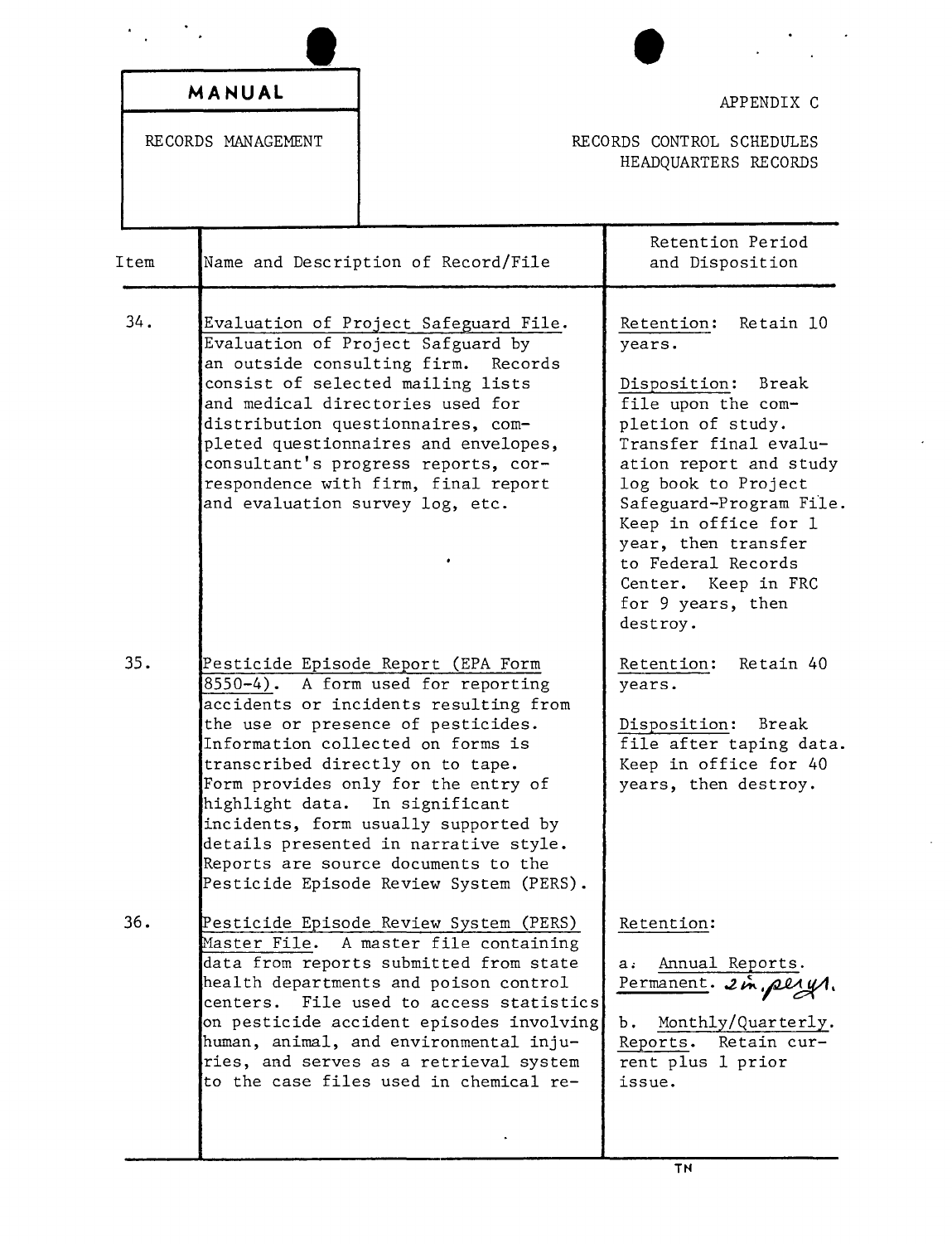**MANUAL**

RECORDS MANAGEMENT

APPENDIX C

RECORDS CONTROL SCHEDULES
HEADQUARTERS RECORDS

| Item | Name and Description of Record/File | Retention Period and Disposition |
|---|---|---|
| 34. | Evaluation of Project Safeguard File. Evaluation of Project Safguard by an outside consulting firm. Records consist of selected mailing lists and medical directories used for distribution questionnaires, completed questionnaires and envelopes, consultant's progress reports, correspondence with firm, final report and evaluation survey log, etc. | Retention: Retain 10 years.<br><br>Disposition: Break file upon the completion of study. Transfer final evaluation report and study log book to Project Safeguard-Program File. Keep in office for 1 year, then transfer to Federal Records Center. Keep in FRC for 9 years, then destroy. |
| 35. | Pesticide Episode Report (EPA Form 8550-4). A form used for reporting accidents or incidents resulting from the use or presence of pesticides. Information collected on forms is transcribed directly on to tape. Form provides only for the entry of highlight data. In significant incidents, form usually supported by details presented in narrative style. Reports are source documents to the Pesticide Episode Review System (PERS). | Retention: Retain 40 years.<br><br>Disposition: Break file after taping data. Keep in office for 40 years, then destroy. |
| 36. | Pesticide Episode Review System (PERS) Master File. A master file containing data from reports submitted from state health departments and poison control centers. File used to access statistics on pesticide accident episodes involving human, animal, and environmental injuries, and serves as a retrieval system to the case files used in chemical re- | Retention:<br><br>a. Annual Reports. Permanent. 2 in. per yr.<br><br>b. Monthly/Quarterly. Reports. Retain current plus 1 prior issue. |

TN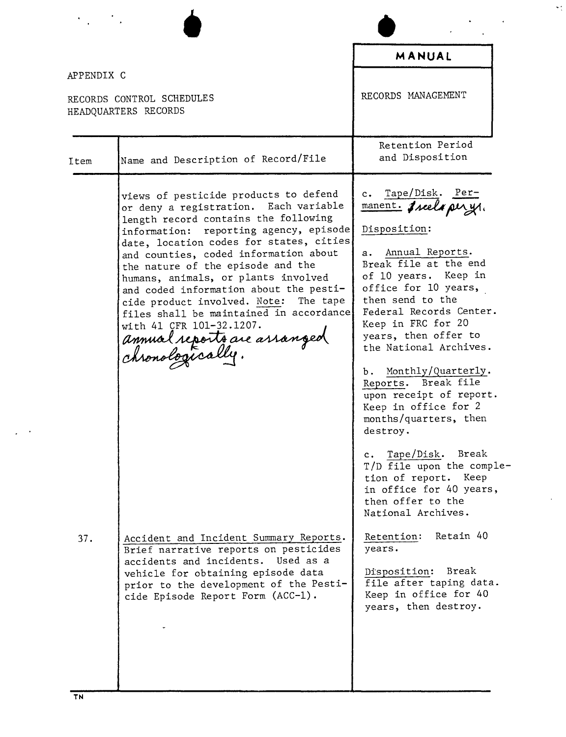APPENDIX C

RECORDS CONTROL SCHEDULES
HEADQUARTERS RECORDS

**MANUAL**

RECORDS MANAGEMENT

| Item | Name and Description of Record/File | Retention Period and Disposition |
|---|---|---|
| | views of pesticide products to defend or deny a registration. Each variable length record contains the following information: reporting agency, episode date, location codes for states, cities and counties, coded information about the nature of the episode and the humans, animals, or plants involved and coded information about the pesticide product involved. Note: The tape files shall be maintained in accordance with 41 CFR 101-32.1207. *annual reports are arranged chronologically.* | c. Tape/Disk. Permanent. *3 reels per yr.*<br><br>Disposition:<br><br>a. Annual Reports. Break file at the end of 10 years. Keep in office for 10 years, then send to the Federal Records Center. Keep in FRC for 20 years, then offer to the National Archives.<br><br>b. Monthly/Quarterly. Reports. Break file upon receipt of report. Keep in office for 2 months/quarters, then destroy.<br><br>c. Tape/Disk. Break T/D file upon the completion of report. Keep in office for 40 years, then offer to the National Archives. |
| 37. | Accident and Incident Summary Reports. Brief narrative reports on pesticides accidents and incidents. Used as a vehicle for obtaining episode data prior to the development of the Pesticide Episode Report Form (ACC-1). | Retention: Retain 40 years.<br><br>Disposition: Break file after taping data. Keep in office for 40 years, then destroy. |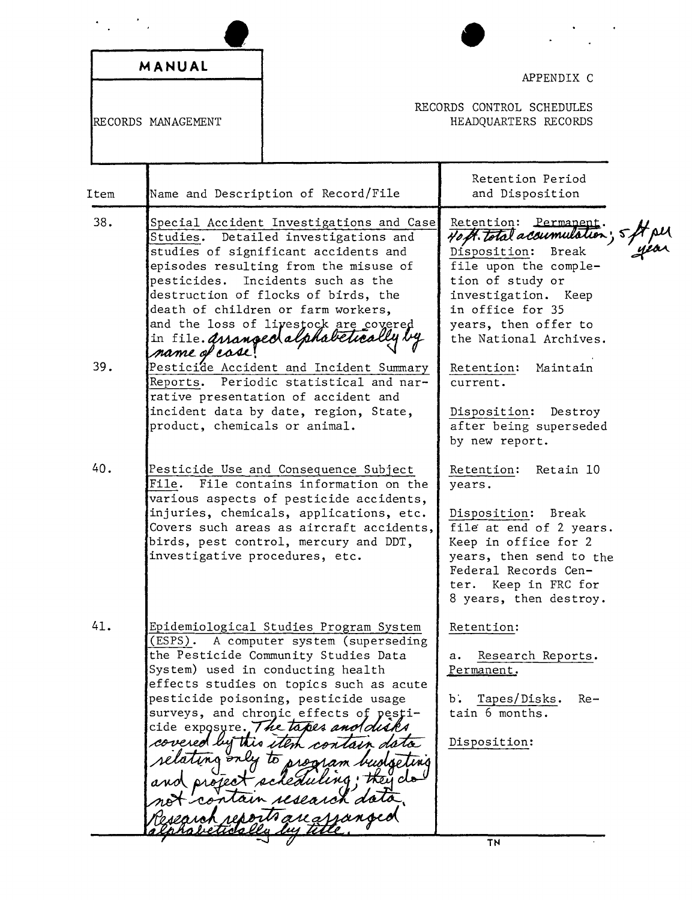| MANUAL | APPENDIX C |
|---|---|
| RECORDS MANAGEMENT | RECORDS CONTROL SCHEDULES HEADQUARTERS RECORDS |

| Item | Name and Description of Record/File | Retention Period and Disposition |
|---|---|---|
| 38. | Special Accident Investigations and Case Studies. Detailed investigations and studies of significant accidents and episodes resulting from the misuse of pesticides. Incidents such as the destruction of flocks of birds, the death of children or farm workers, and the loss of livestock are covered in file. arranged alphabetically by name of case. | Retention: Permanent. 40 ft. total accumulation; 5 ft per year<br><br>Disposition: Break file upon the completion of study or investigation. Keep in office for 35 years, then offer to the National Archives. |
| 39. | Pesticide Accident and Incident Summary Reports. Periodic statistical and narrative presentation of accident and incident data by date, region, State, product, chemicals or animal. | Retention: Maintain current.<br><br>Disposition: Destroy after being superseded by new report. |
| 40. | Pesticide Use and Consequence Subject File. File contains information on the various aspects of pesticide accidents, injuries, chemicals, applications, etc. Covers such areas as aircraft accidents, birds, pest control, mercury and DDT, investigative procedures, etc. | Retention: Retain 10 years.<br><br>Disposition: Break file at end of 2 years. Keep in office for 2 years, then send to the Federal Records Center. Keep in FRC for 8 years, then destroy. |
| 41. | Epidemiological Studies Program System (ESPS). A computer system (superseding the Pesticide Community Studies Data System) used in conducting health effects studies on topics such as acute pesticide poisoning, pesticide usage surveys, and chronic effects of pesticide exposure. The tapes and disks covered by this item contain data relating only to program budgeting and project scheduling; they do not contain research data. Research reports are arranged alphabetically by title. | Retention:<br><br>a. Research Reports. Permanent.<br><br>b. Tapes/Disks. Retain 6 months.<br><br>Disposition: |

TN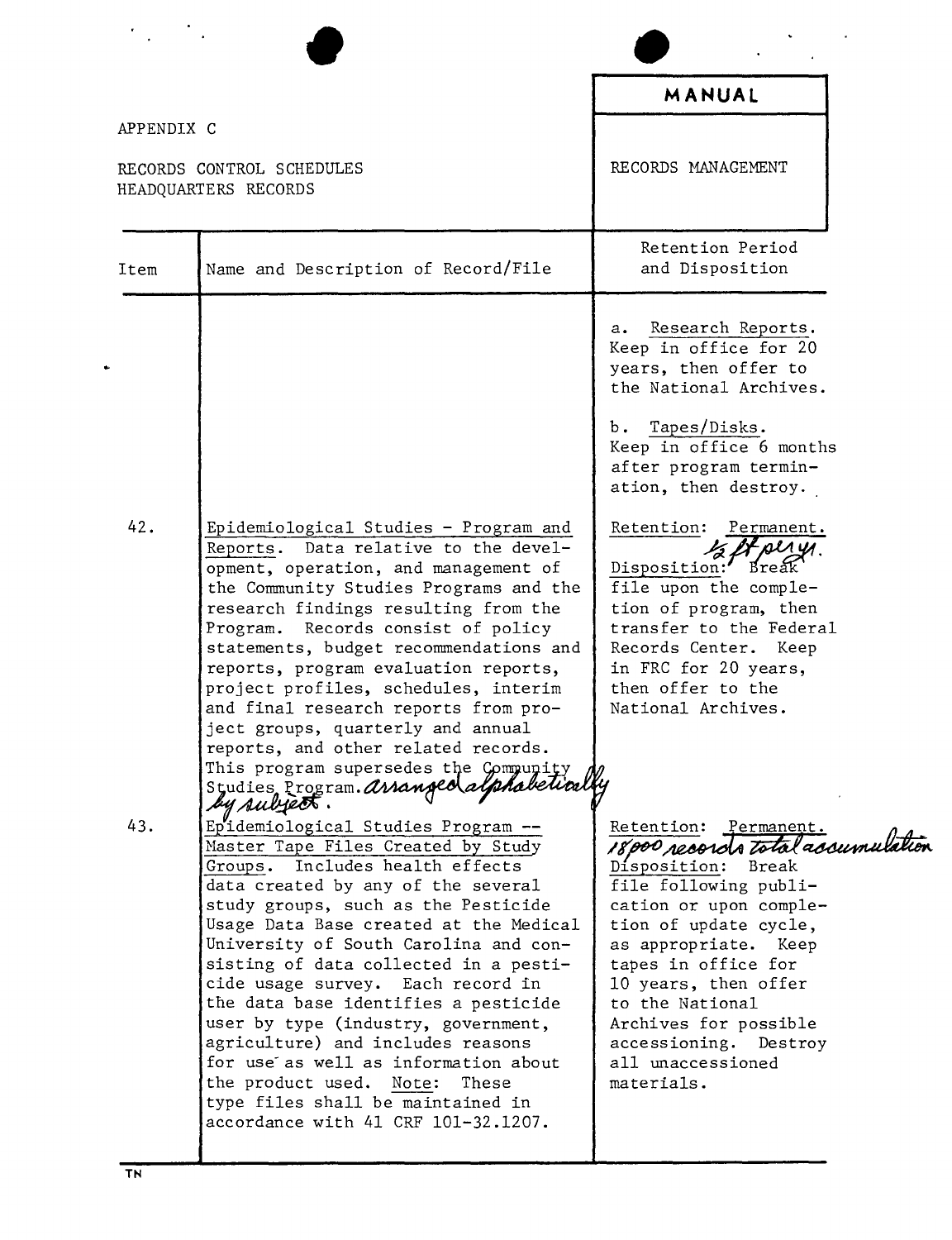APPENDIX C

RECORDS CONTROL SCHEDULES
HEADQUARTERS RECORDS

**MANUAL**

RECORDS MANAGEMENT

| Item | Name and Description of Record/File | Retention Period and Disposition |
|---|---|---|
| | | a. Research Reports. Keep in office for 20 years, then offer to the National Archives.<br><br>b. Tapes/Disks. Keep in office 6 months after program termination, then destroy. |
| 42. | Epidemiological Studies - Program and Reports. Data relative to the development, operation, and management of the Community Studies Programs and the research findings resulting from the Program. Records consist of policy statements, budget recommendations and reports, program evaluation reports, project profiles, schedules, interim and final research reports from project groups, quarterly and annual reports, and other related records. This program supersedes the Community Studies Program. *arranged alphabetically by subject.* | Retention: Permanent. *1/2 ft per yr.*<br>Disposition: Break file upon the completion of program, then transfer to the Federal Records Center. Keep in FRC for 20 years, then offer to the National Archives. |
| 43. | Epidemiological Studies Program -- Master Tape Files Created by Study Groups. Includes health effects data created by any of the several study groups, such as the Pesticide Usage Data Base created at the Medical University of South Carolina and consisting of data collected in a pesticide usage survey. Each record in the data base identifies a pesticide user by type (industry, government, agriculture) and includes reasons for use as well as information about the product used. Note: These type files shall be maintained in accordance with 41 CRF 101-32.1207. | Retention: Permanent. *18,000 records total accumulation*<br>Disposition: Break file following publication or upon completion of update cycle, as appropriate. Keep tapes in office for 10 years, then offer to the National Archives for possible accessioning. Destroy all unaccessioned materials. |

TN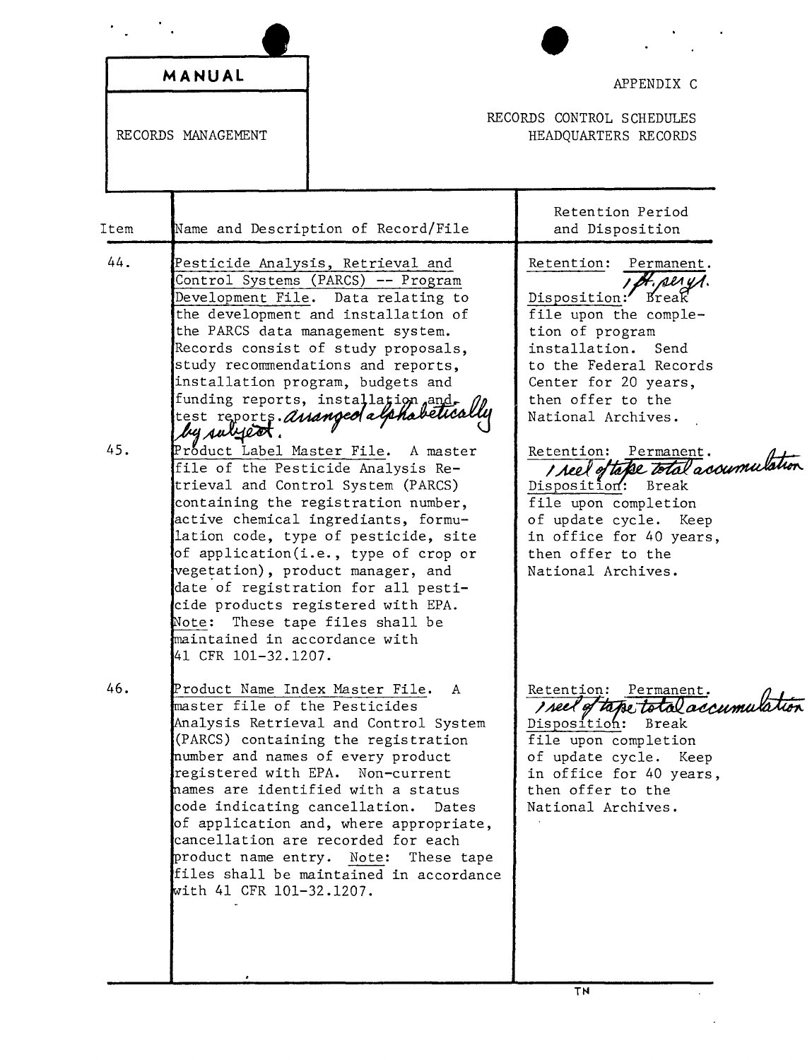| MANUAL | APPENDIX C |
|---|---|
| RECORDS MANAGEMENT | RECORDS CONTROL SCHEDULES HEADQUARTERS RECORDS |

| Item | Name and Description of Record/File | Retention Period and Disposition |
|---|---|---|
| 44. | Pesticide Analysis, Retrieval and Control Systems (PARCS) -- Program Development File. Data relating to the development and installation of the PARCS data management system. Records consist of study proposals, study recommendations and reports, installation program, budgets and funding reports, installation and test reports. arranged alphabetically by subject. | Retention: Permanent. 1 ft. per yr. Disposition: Break file upon the completion of program installation. Send to the Federal Records Center for 20 years, then offer to the National Archives. |
| 45. | Product Label Master File. A master file of the Pesticide Analysis Retrieval and Control System (PARCS) containing the registration number, active chemical ingrediants, formulation code, type of pesticide, site of application(i.e., type of crop or vegetation), product manager, and date of registration for all pesticide products registered with EPA. Note: These tape files shall be maintained in accordance with 41 CFR 101-32.1207. | Retention: Permanent. 1 reel of tape total accumulation Disposition: Break file upon completion of update cycle. Keep in office for 40 years, then offer to the National Archives. |
| 46. | Product Name Index Master File. A master file of the Pesticides Analysis Retrieval and Control System (PARCS) containing the registration number and names of every product registered with EPA. Non-current names are identified with a status code indicating cancellation. Dates of application and, where appropriate, cancellation are recorded for each product name entry. Note: These tape files shall be maintained in accordance with 41 CFR 101-32.1207. | Retention: Permanent. 1 reel of tape total accumulation Disposition: Break file upon completion of update cycle. Keep in office for 40 years, then offer to the National Archives. |

TN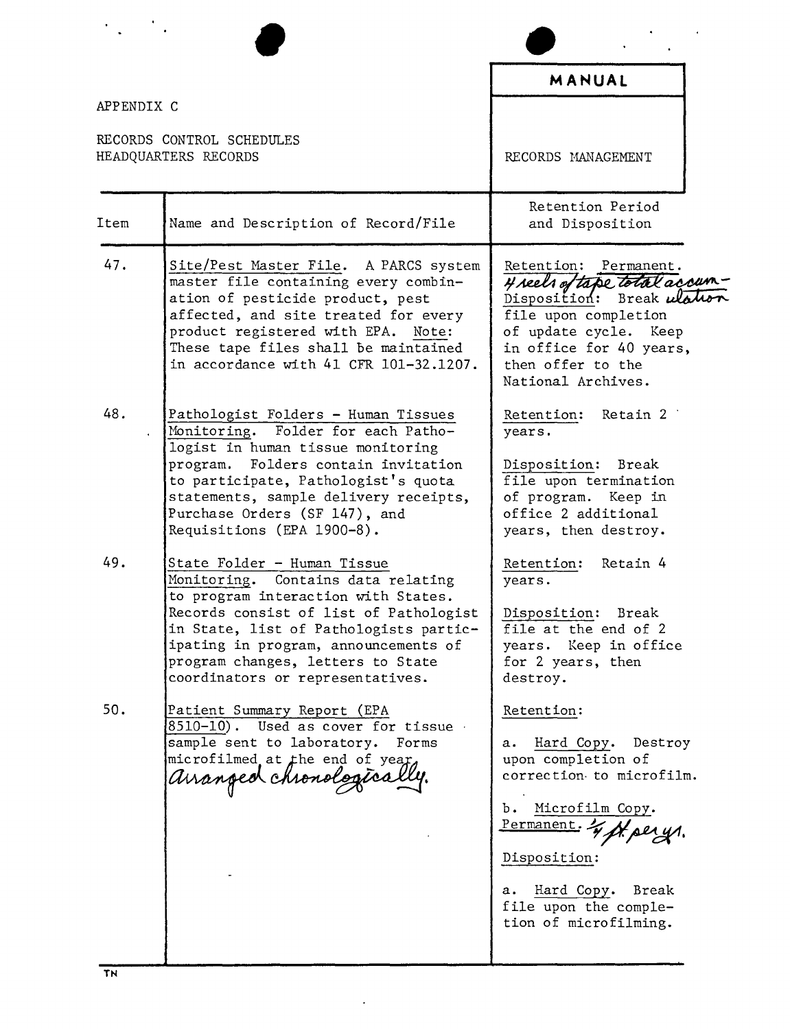APPENDIX C

RECORDS CONTROL SCHEDULES
HEADQUARTERS RECORDS

**MANUAL**

RECORDS MANAGEMENT

| Item | Name and Description of Record/File | Retention Period and Disposition |
|---|---|---|
| 47. | Site/Pest Master File. A PARCS system master file containing every combination of pesticide product, pest affected, and site treated for every product registered with EPA. Note: These tape files shall be maintained in accordance with 41 CFR 101-32.1207. | Retention: Permanent. 4 reels of tape total accumulation. Disposition: Break file upon completion of update cycle. Keep in office for 40 years, then offer to the National Archives. |
| 48. | Pathologist Folders - Human Tissues Monitoring. Folder for each Pathologist in human tissue monitoring program. Folders contain invitation to participate, Pathologist's quota statements, sample delivery receipts, Purchase Orders (SF 147), and Requisitions (EPA 1900-8). | Retention: Retain 2 years.<br><br>Disposition: Break file upon termination of program. Keep in office 2 additional years, then destroy. |
| 49. | State Folder - Human Tissue Monitoring. Contains data relating to program interaction with States. Records consist of list of Pathologist in State, list of Pathologists participating in program, announcements of program changes, letters to State coordinators or representatives. | Retention: Retain 4 years.<br><br>Disposition: Break file at the end of 2 years. Keep in office for 2 years, then destroy. |
| 50. | Patient Summary Report (EPA 8510-10). Used as cover for tissue sample sent to laboratory. Forms microfilmed at the end of year, arranged chronologically. | Retention:<br><br>a. Hard Copy. Destroy upon completion of correction to microfilm.<br><br>b. Microfilm Copy. Permanent. 1/4 ft. per yr.<br><br>Disposition:<br><br>a. Hard Copy. Break file upon the completion of microfilming. |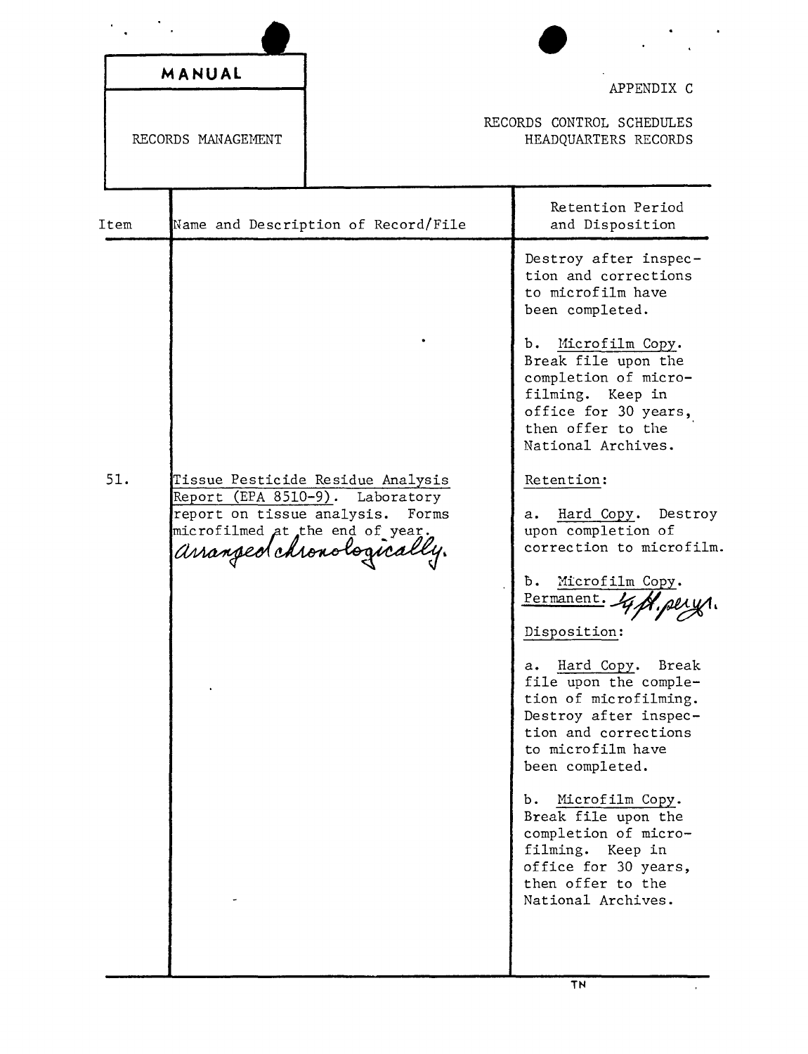| MANUAL | APPENDIX C |
| --- | --- |
| RECORDS MANAGEMENT | RECORDS CONTROL SCHEDULES HEADQUARTERS RECORDS |

| Item | Name and Description of Record/File | Retention Period and Disposition |
| --- | --- | --- |
| | | Destroy after inspection and corrections to microfilm have been completed.<br><br>b. Microfilm Copy. Break file upon the completion of microfilming. Keep in office for 30 years, then offer to the National Archives. |
| 51. | Tissue Pesticide Residue Analysis Report (EPA 8510-9). Laboratory report on tissue analysis. Forms microfilmed at the end of year. *arranged chronologically.* | Retention:<br><br>a. Hard Copy. Destroy upon completion of correction to microfilm.<br><br>b. Microfilm Copy. Permanent. *4 H. per yr.*<br><br>Disposition:<br><br>a. Hard Copy. Break file upon the completion of microfilming. Destroy after inspection and corrections to microfilm have been completed.<br><br>b. Microfilm Copy. Break file upon the completion of microfilming. Keep in office for 30 years, then offer to the National Archives. |

TN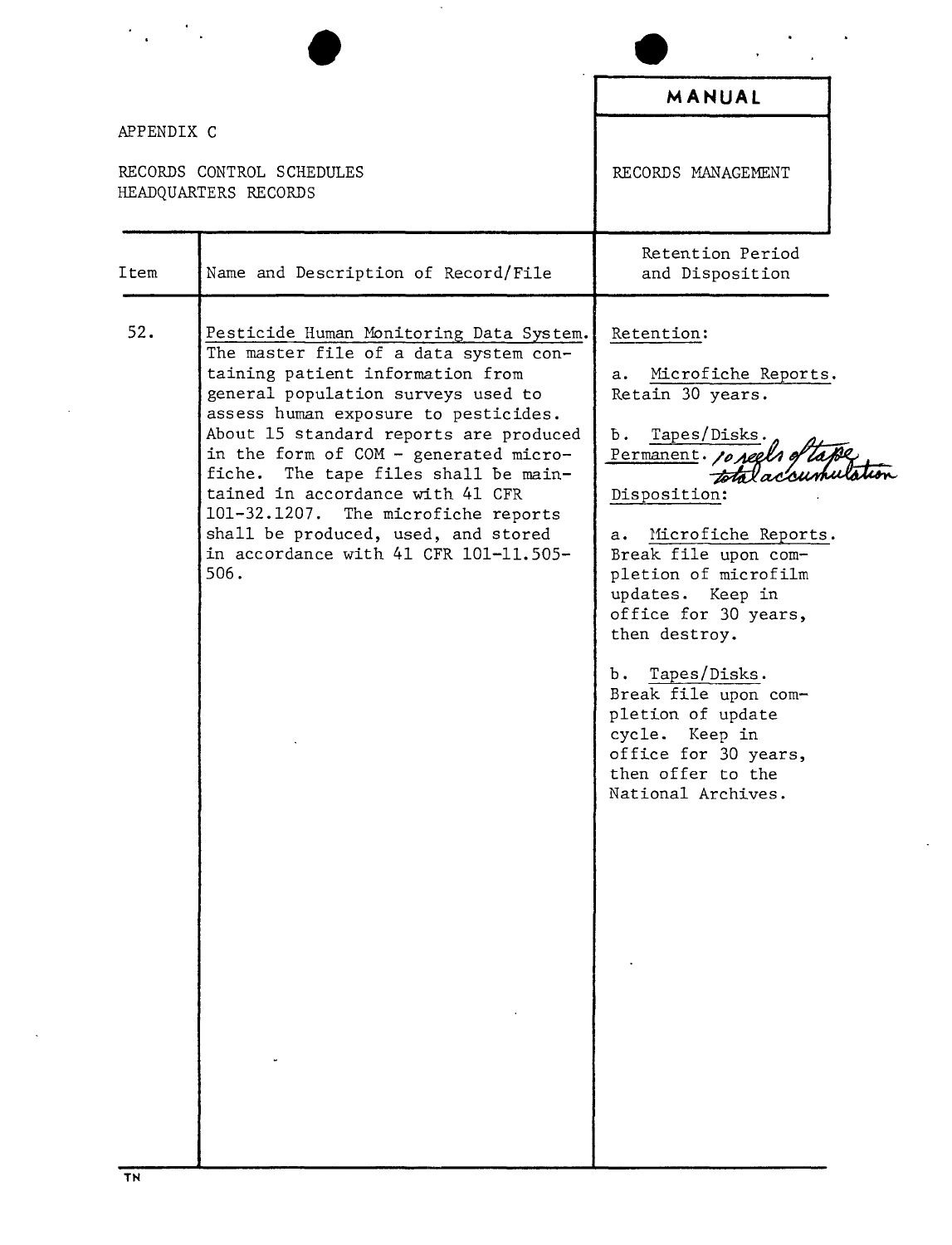| | | MANUAL |
|---|---|---|
| APPENDIX C<br><br>RECORDS CONTROL SCHEDULES<br>HEADQUARTERS RECORDS | | RECORDS MANAGEMENT |

| Item | Name and Description of Record/File | Retention Period and Disposition |
|---|---|---|
| 52. | Pesticide Human Monitoring Data System. The master file of a data system containing patient information from general population surveys used to assess human exposure to pesticides. About 15 standard reports are produced in the form of COM - generated microfiche. The tape files shall be maintained in accordance with 41 CFR 101-32.1207. The microfiche reports shall be produced, used, and stored in accordance with 41 CFR 101-11.505-506. | Retention:<br><br>a. Microfiche Reports. Retain 30 years.<br><br>b. Tapes/Disks. Permanent. 10 reels of tape total accumulation<br><br>Disposition:<br><br>a. Microfiche Reports. Break file upon completion of microfilm updates. Keep in office for 30 years, then destroy.<br><br>b. Tapes/Disks. Break file upon completion of update cycle. Keep in office for 30 years, then offer to the National Archives. |

TN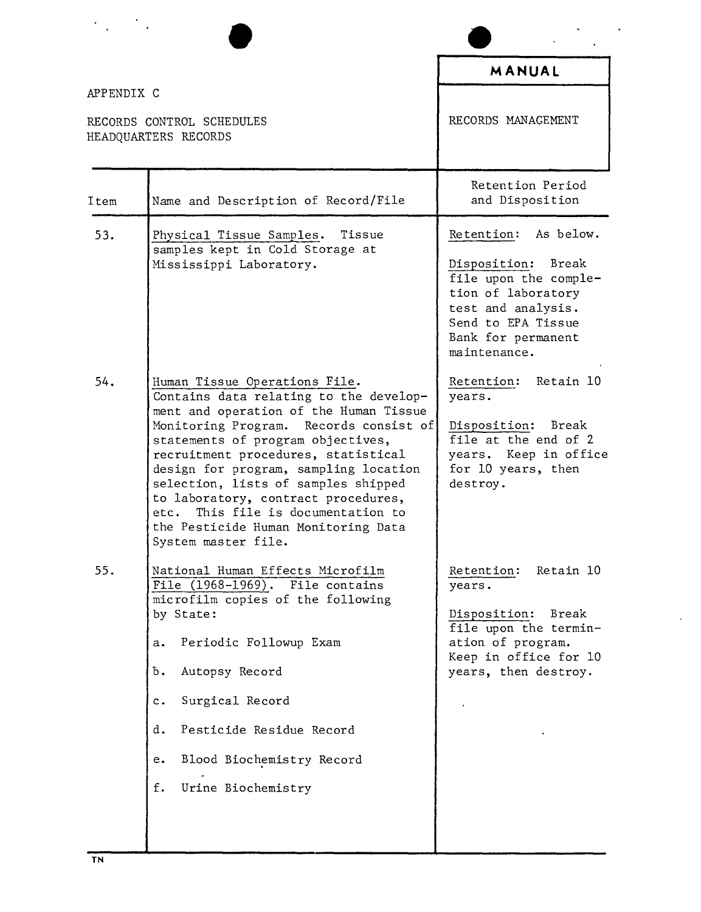APPENDIX C

RECORDS CONTROL SCHEDULES
HEADQUARTERS RECORDS

**MANUAL**

RECORDS MANAGEMENT

| Item | Name and Description of Record/File | Retention Period and Disposition |
|---|---|---|
| 53. | Physical Tissue Samples. Tissue samples kept in Cold Storage at Mississippi Laboratory. | Retention: As below.<br><br>Disposition: Break file upon the completion of laboratory test and analysis. Send to EPA Tissue Bank for permanent maintenance. |
| 54. | Human Tissue Operations File. Contains data relating to the development and operation of the Human Tissue Monitoring Program. Records consist of statements of program objectives, recruitment procedures, statistical design for program, sampling location selection, lists of samples shipped to laboratory, contract procedures, etc. This file is documentation to the Pesticide Human Monitoring Data System master file. | Retention: Retain 10 years.<br><br>Disposition: Break file at the end of 2 years. Keep in office for 10 years, then destroy. |
| 55. | National Human Effects Microfilm File (1968-1969). File contains microfilm copies of the following by State:<br><br>a. Periodic Followup Exam<br><br>b. Autopsy Record<br><br>c. Surgical Record<br><br>d. Pesticide Residue Record<br><br>e. Blood Biochemistry Record<br><br>f. Urine Biochemistry | Retention: Retain 10 years.<br><br>Disposition: Break file upon the termination of program. Keep in office for 10 years, then destroy. |

TN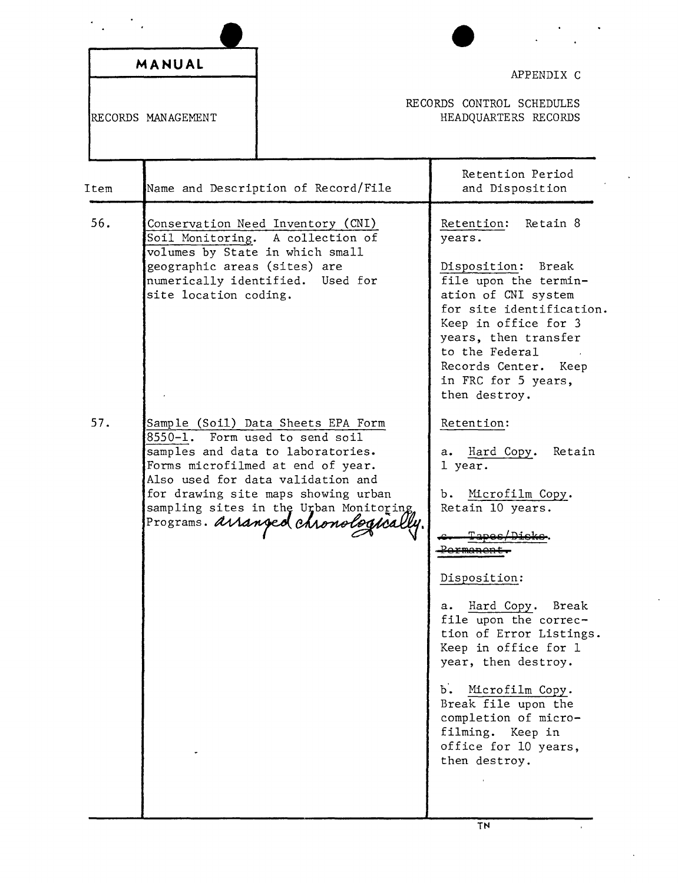MANUAL

RECORDS MANAGEMENT

APPENDIX C

RECORDS CONTROL SCHEDULES
HEADQUARTERS RECORDS

| Item | Name and Description of Record/File | Retention Period and Disposition |
|---|---|---|
| 56. | Conservation Need Inventory (CNI) Soil Monitoring. A collection of volumes by State in which small geographic areas (sites) are numerically identified. Used for site location coding. | Retention: Retain 8 years.<br><br>Disposition: Break file upon the termination of CNI system for site identification. Keep in office for 3 years, then transfer to the Federal Records Center. Keep in FRC for 5 years, then destroy. |
| 57. | Sample (Soil) Data Sheets EPA Form 8550-1. Form used to send soil samples and data to laboratories. Forms microfilmed at end of year. Also used for data validation and for drawing site maps showing urban sampling sites in the Urban Monitoring Programs. *arranged chronologically.* | Retention:<br><br>a. Hard Copy. Retain 1 year.<br><br>b. Microfilm Copy. Retain 10 years.<br><br>~~c. Tapes/Disks. Permanent.~~<br><br>Disposition:<br><br>a. Hard Copy. Break file upon the correction of Error Listings. Keep in office for 1 year, then destroy.<br><br>b. Microfilm Copy. Break file upon the completion of microfilming. Keep in office for 10 years, then destroy. |

TN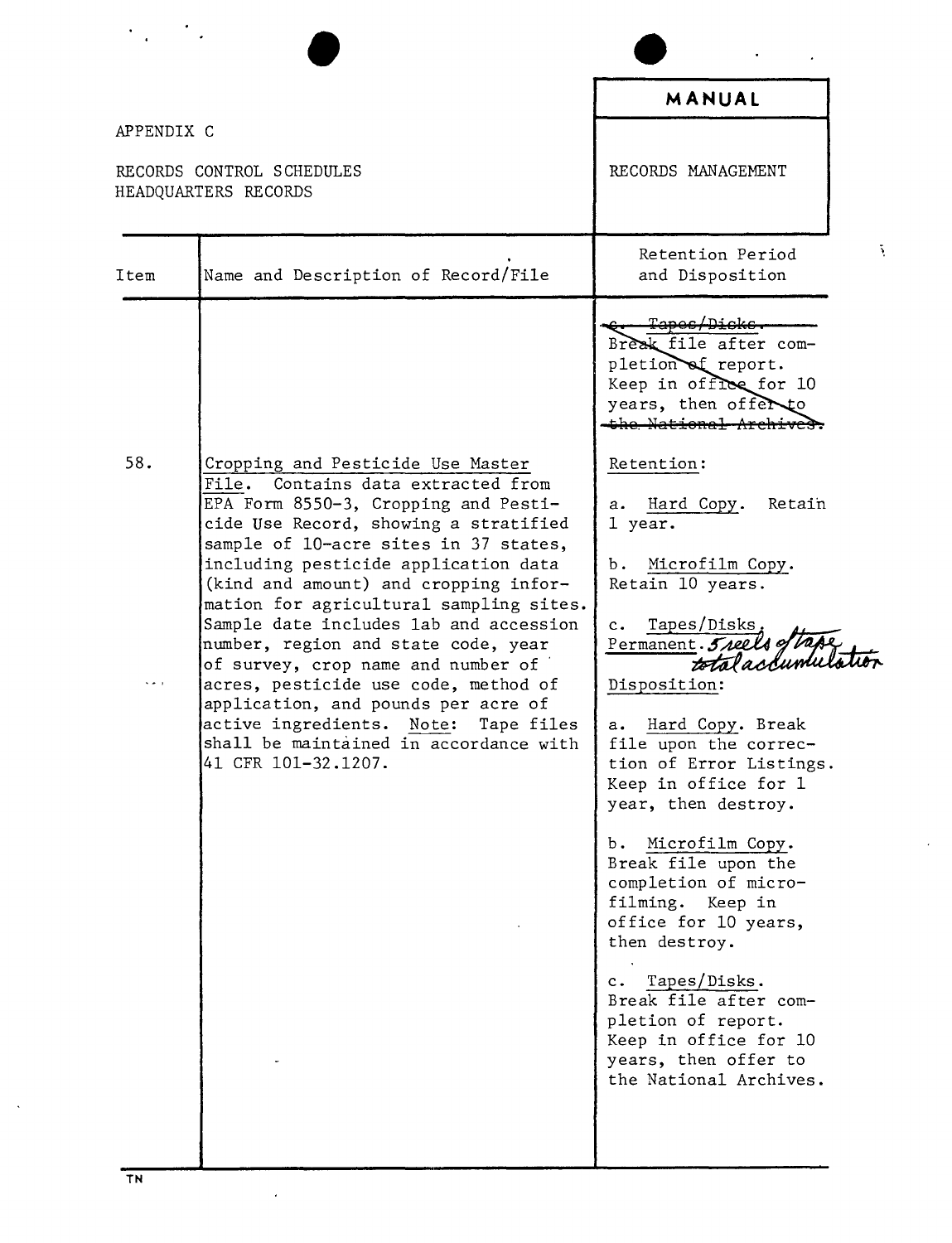APPENDIX C

RECORDS CONTROL SCHEDULES
HEADQUARTERS RECORDS

**MANUAL**

RECORDS MANAGEMENT

| Item | Name and Description of Record/File | Retention Period and Disposition |
|---|---|---|
| | | ~~c. Tapes/Disks. Break file after completion of report. Keep in office for 10 years, then offer to the National Archives.~~ |
| 58. | Cropping and Pesticide Use Master File. Contains data extracted from EPA Form 8550-3, Cropping and Pesticide Use Record, showing a stratified sample of 10-acre sites in 37 states, including pesticide application data (kind and amount) and cropping information for agricultural sampling sites. Sample date includes lab and accession number, region and state code, year of survey, crop name and number of acres, pesticide use code, method of application, and pounds per acre of active ingredients. Note: Tape files shall be maintained in accordance with 41 CFR 101-32.1207. | Retention:<br><br>a. Hard Copy. Retain 1 year.<br><br>b. Microfilm Copy. Retain 10 years.<br><br>c. Tapes/Disks. Permanent. 5 reels of tape total accumulation<br><br>Disposition:<br><br>a. Hard Copy. Break file upon the correction of Error Listings. Keep in office for 1 year, then destroy.<br><br>b. Microfilm Copy. Break file upon the completion of microfilming. Keep in office for 10 years, then destroy.<br><br>c. Tapes/Disks. Break file after completion of report. Keep in office for 10 years, then offer to the National Archives. |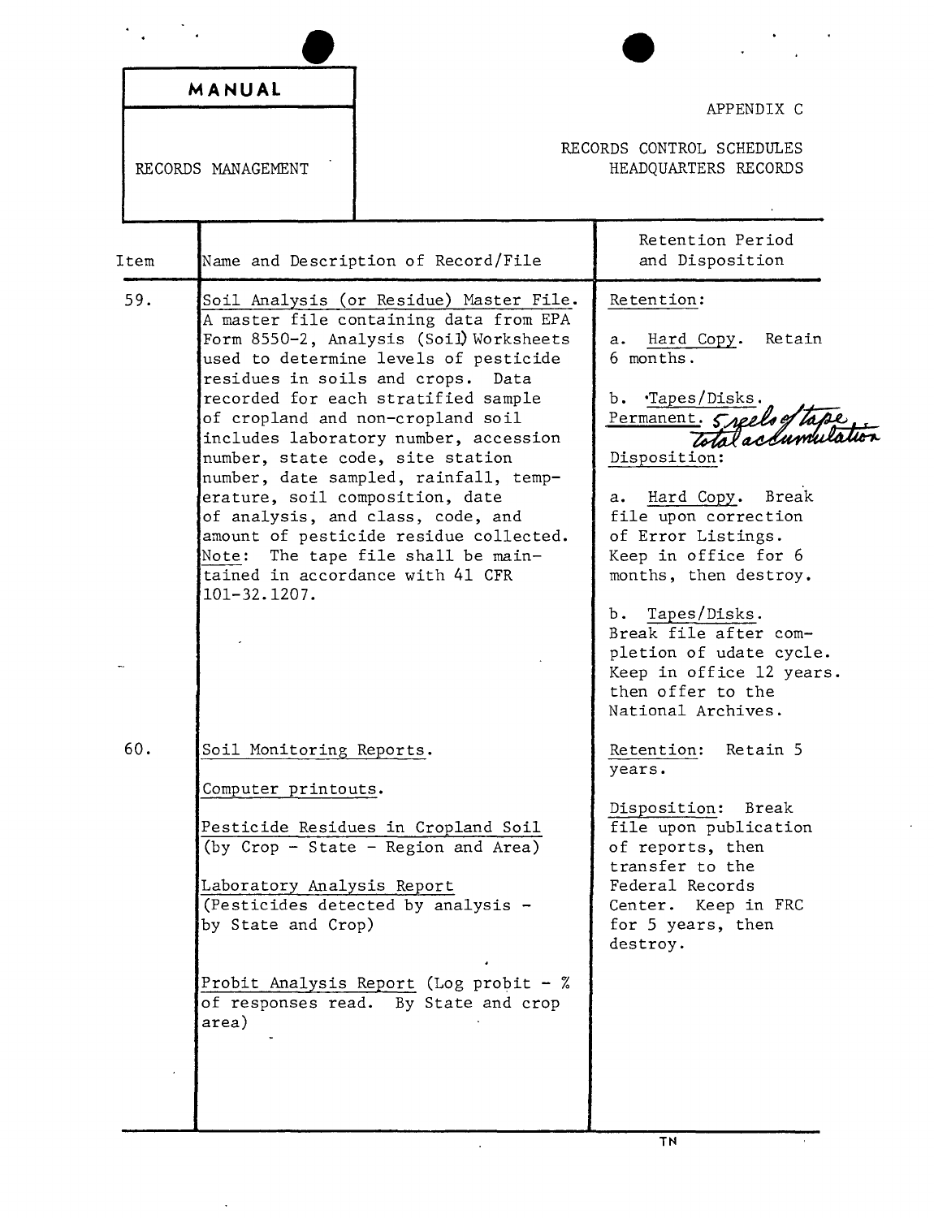**MANUAL**

RECORDS MANAGEMENT

APPENDIX C

RECORDS CONTROL SCHEDULES
HEADQUARTERS RECORDS

| Item | Name and Description of Record/File | Retention Period and Disposition |
|---|---|---|
| 59. | Soil Analysis (or Residue) Master File. A master file containing data from EPA Form 8550-2, Analysis (Soil) Worksheets used to determine levels of pesticide residues in soils and crops. Data recorded for each stratified sample of cropland and non-cropland soil includes laboratory number, accession number, state code, site station number, date sampled, rainfall, temperature, soil composition, date of analysis, and class, code, and amount of pesticide residue collected.<br><br>Note: The tape file shall be maintained in accordance with 41 CFR 101-32.1207. | Retention:<br><br>a. Hard Copy. Retain 6 months.<br><br>b. Tapes/Disks. Permanent. 5 reels of tape total accumulation<br><br>Disposition:<br><br>a. Hard Copy. Break file upon correction of Error Listings. Keep in office for 6 months, then destroy.<br><br>b. Tapes/Disks. Break file after completion of udate cycle. Keep in office 12 years. then offer to the National Archives. |
| 60. | Soil Monitoring Reports.<br><br>Computer printouts.<br><br>Pesticide Residues in Cropland Soil (by Crop - State - Region and Area)<br><br>Laboratory Analysis Report (Pesticides detected by analysis - by State and Crop)<br><br>Probit Analysis Report (Log probit - % of responses read. By State and crop area) | Retention: Retain 5 years.<br><br>Disposition: Break file upon publication of reports, then transfer to the Federal Records Center. Keep in FRC for 5 years, then destroy. |

TN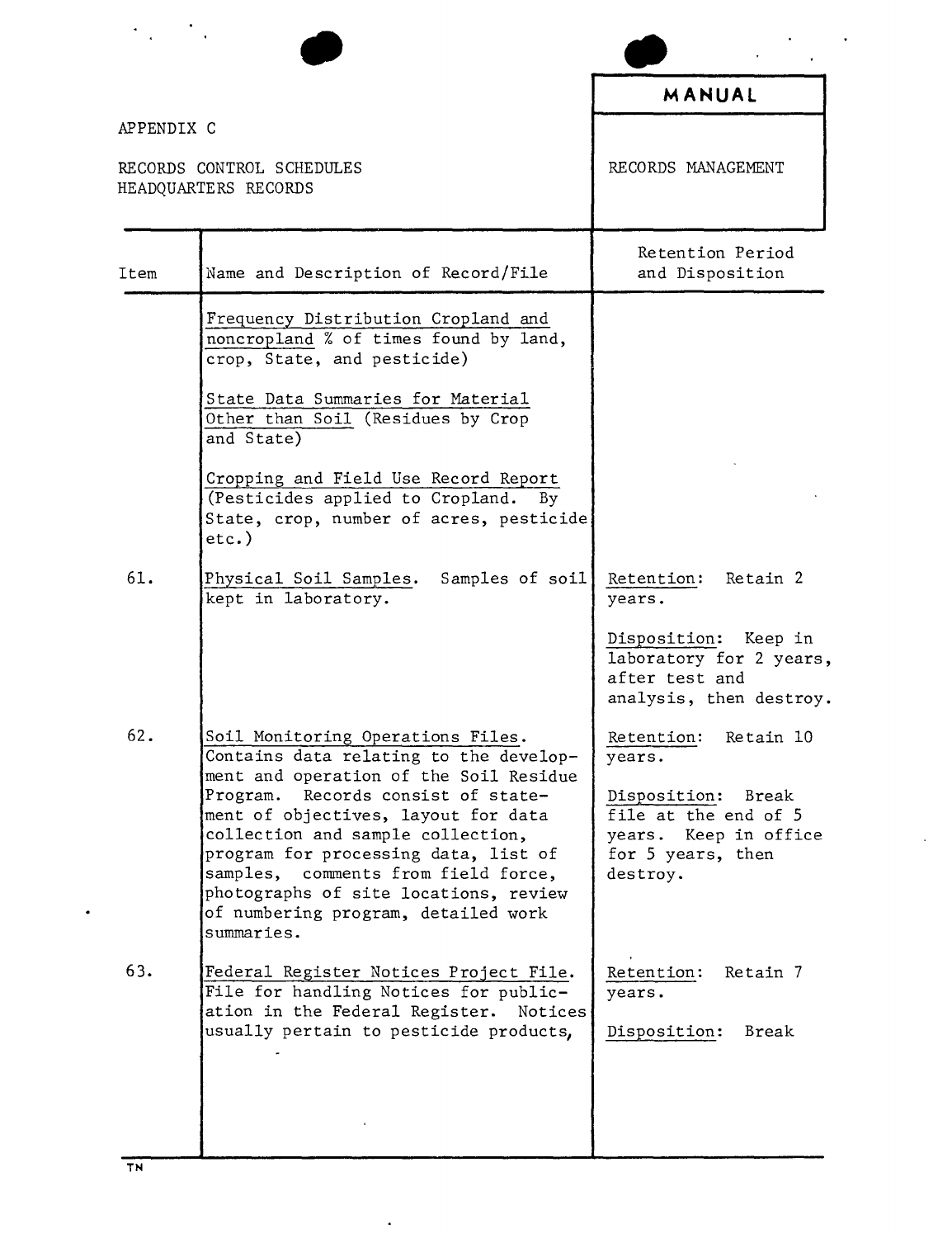APPENDIX C

RECORDS CONTROL SCHEDULES
HEADQUARTERS RECORDS

**MANUAL**

RECORDS MANAGEMENT

| Item | Name and Description of Record/File | Retention Period and Disposition |
|---|---|---|
| | Frequency Distribution Cropland and noncropland % of times found by land, crop, State, and pesticide)<br><br>State Data Summaries for Material Other than Soil (Residues by Crop and State)<br><br>Cropping and Field Use Record Report (Pesticides applied to Cropland. By State, crop, number of acres, pesticide etc.) | |
| 61. | Physical Soil Samples. Samples of soil kept in laboratory. | Retention: Retain 2 years.<br><br>Disposition: Keep in laboratory for 2 years, after test and analysis, then destroy. |
| 62. | Soil Monitoring Operations Files. Contains data relating to the development and operation of the Soil Residue Program. Records consist of statement of objectives, layout for data collection and sample collection, program for processing data, list of samples, comments from field force, photographs of site locations, review of numbering program, detailed work summaries. | Retention: Retain 10 years.<br><br>Disposition: Break file at the end of 5 years. Keep in office for 5 years, then destroy. |
| 63. | Federal Register Notices Project File. File for handling Notices for publication in the Federal Register. Notices usually pertain to pesticide products, | Retention: Retain 7 years.<br><br>Disposition: Break |

TN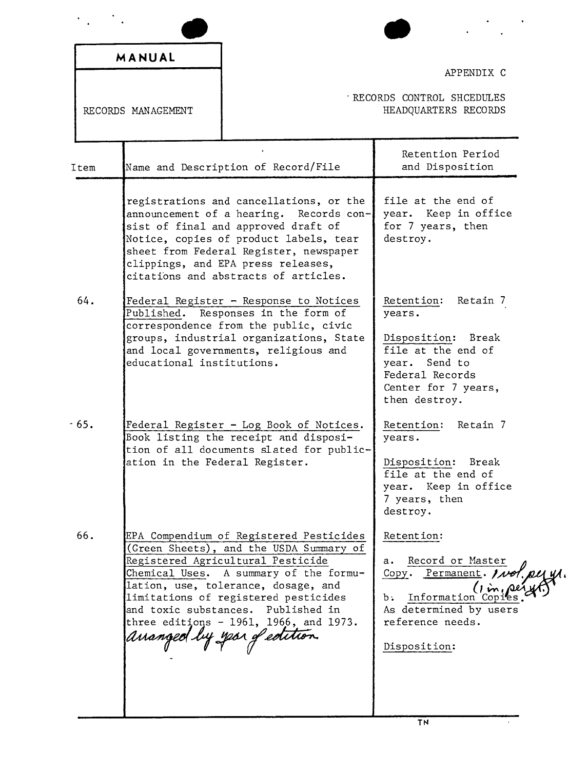| MANUAL | APPENDIX C |
| --- | --- |
| RECORDS MANAGEMENT | RECORDS CONTROL SHCEDULES HEADQUARTERS RECORDS |

| Item | Name and Description of Record/File | Retention Period and Disposition |
| --- | --- | --- |
| | registrations and cancellations, or the announcement of a hearing. Records consist of final and approved draft of Notice, copies of product labels, tear sheet from Federal Register, newspaper clippings, and EPA press releases, citations and abstracts of articles. | file at the end of year. Keep in office for 7 years, then destroy. |
| 64. | Federal Register - Response to Notices Published. Responses in the form of correspondence from the public, civic groups, industrial organizations, State and local governments, religious and educational institutions. | Retention: Retain 7 years.<br><br>Disposition: Break file at the end of year. Send to Federal Records Center for 7 years, then destroy. |
| 65. | Federal Register - Log Book of Notices. Book listing the receipt and disposition of all documents slated for publication in the Federal Register. | Retention: Retain 7 years.<br><br>Disposition: Break file at the end of year. Keep in office 7 years, then destroy. |
| 66. | EPA Compendium of Registered Pesticides (Green Sheets), and the USDA Summary of Registered Agricultural Pesticide Chemical Uses. A summary of the formulation, use, tolerance, dosage, and limitations of registered pesticides and toxic substances. Published in three editions - 1961, 1966, and 1973. arranged by year of edition | Retention:<br><br>a. Record or Master Copy. Permanent. 1 vol. per yr. (1 in. per yr.)<br>b. Information Copies. As determined by users reference needs.<br><br>Disposition: |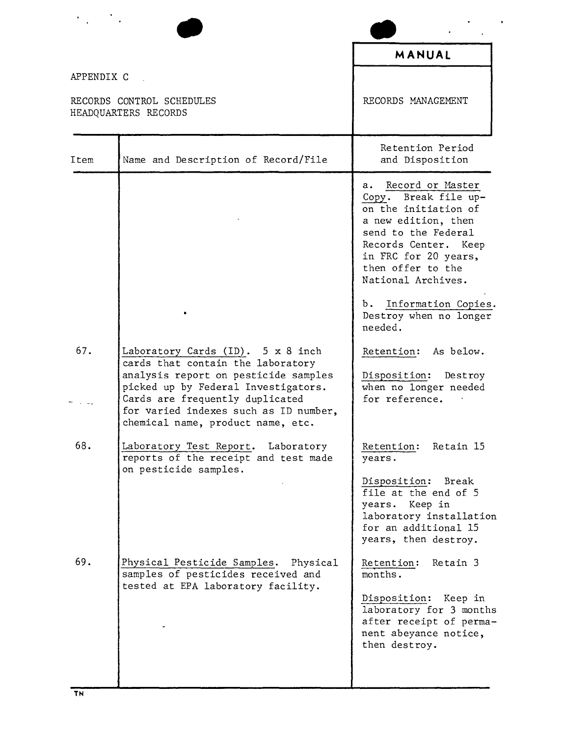APPENDIX C

RECORDS CONTROL SCHEDULES
HEADQUARTERS RECORDS

**MANUAL**

RECORDS MANAGEMENT

| Item | Name and Description of Record/File | Retention Period and Disposition |
|---|---|---|
| | | a. Record or Master Copy. Break file upon the initiation of a new edition, then send to the Federal Records Center. Keep in FRC for 20 years, then offer to the National Archives.<br><br>b. Information Copies. Destroy when no longer needed. |
| 67. | Laboratory Cards (ID). 5 x 8 inch cards that contain the laboratory analysis report on pesticide samples picked up by Federal Investigators. Cards are frequently duplicated for varied indexes such as ID number, chemical name, product name, etc. | Retention: As below.<br><br>Disposition: Destroy when no longer needed for reference. |
| 68. | Laboratory Test Report. Laboratory reports of the receipt and test made on pesticide samples. | Retention: Retain 15 years.<br><br>Disposition: Break file at the end of 5 years. Keep in laboratory installation for an additional 15 years, then destroy. |
| 69. | Physical Pesticide Samples. Physical samples of pesticides received and tested at EPA laboratory facility. | Retention: Retain 3 months.<br><br>Disposition: Keep in laboratory for 3 months after receipt of permanent abeyance notice, then destroy. |

TN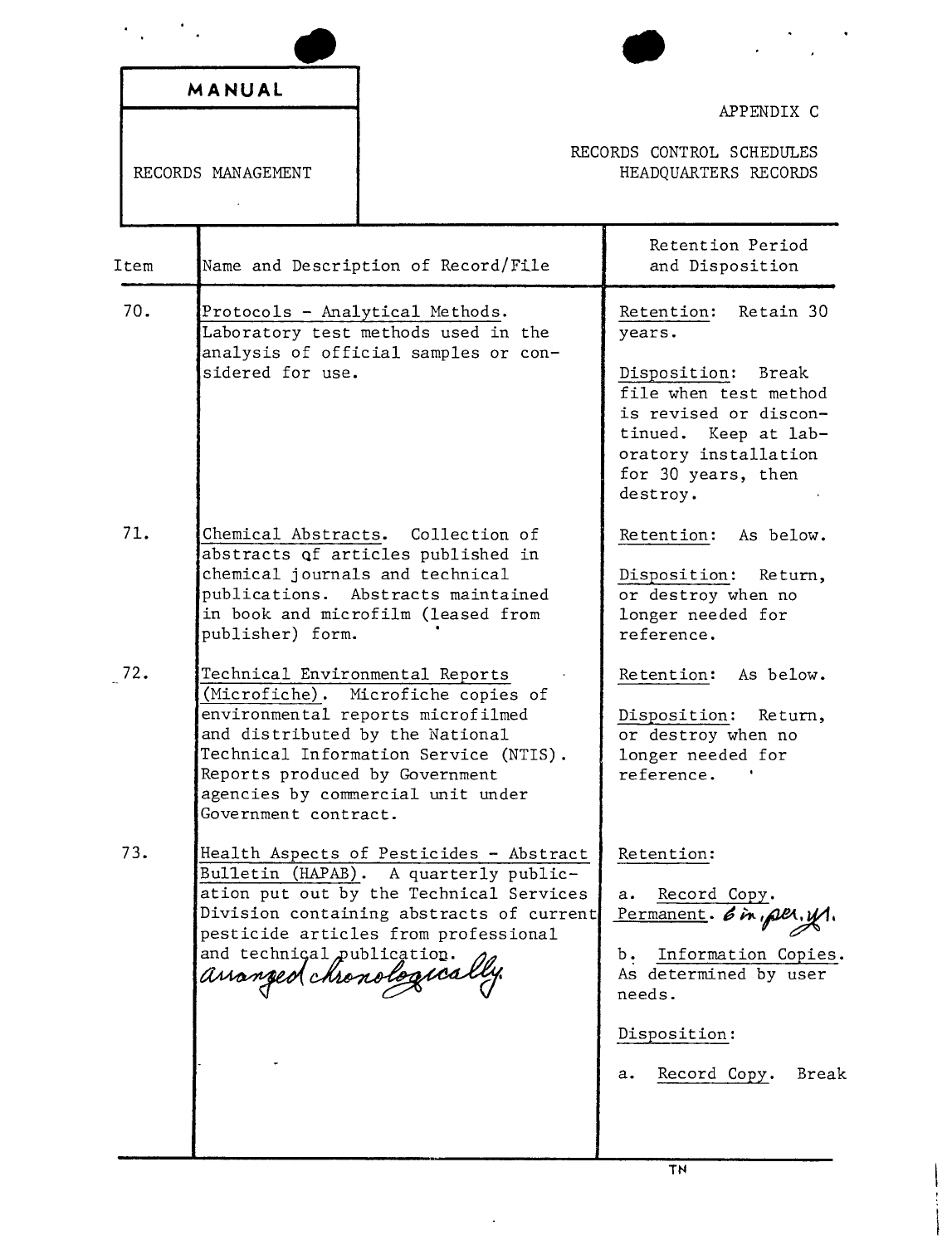| MANUAL | | APPENDIX C |
|---|---|---|
| RECORDS MANAGEMENT | | RECORDS CONTROL SCHEDULES HEADQUARTERS RECORDS |

| Item | Name and Description of Record/File | Retention Period and Disposition |
|---|---|---|
| 70. | Protocols - Analytical Methods. Laboratory test methods used in the analysis of official samples or considered for use. | Retention: Retain 30 years.<br><br>Disposition: Break file when test method is revised or discontinued. Keep at laboratory installation for 30 years, then destroy. |
| 71. | Chemical Abstracts. Collection of abstracts of articles published in chemical journals and technical publications. Abstracts maintained in book and microfilm (leased from publisher) form. | Retention: As below.<br><br>Disposition: Return, or destroy when no longer needed for reference. |
| 72. | Technical Environmental Reports (Microfiche). Microfiche copies of environmental reports microfilmed and distributed by the National Technical Information Service (NTIS). Reports produced by Government agencies by commercial unit under Government contract. | Retention: As below.<br><br>Disposition: Return, or destroy when no longer needed for reference. |
| 73. | Health Aspects of Pesticides - Abstract Bulletin (HAPAB). A quarterly publication put out by the Technical Services Division containing abstracts of current pesticide articles from professional and technical publication. *arranged chronologically.* | Retention:<br><br>a. Record Copy. Permanent. *6 in. per. yr.*<br><br>b. Information Copies. As determined by user needs.<br><br>Disposition:<br><br>a. Record Copy. Break |

TN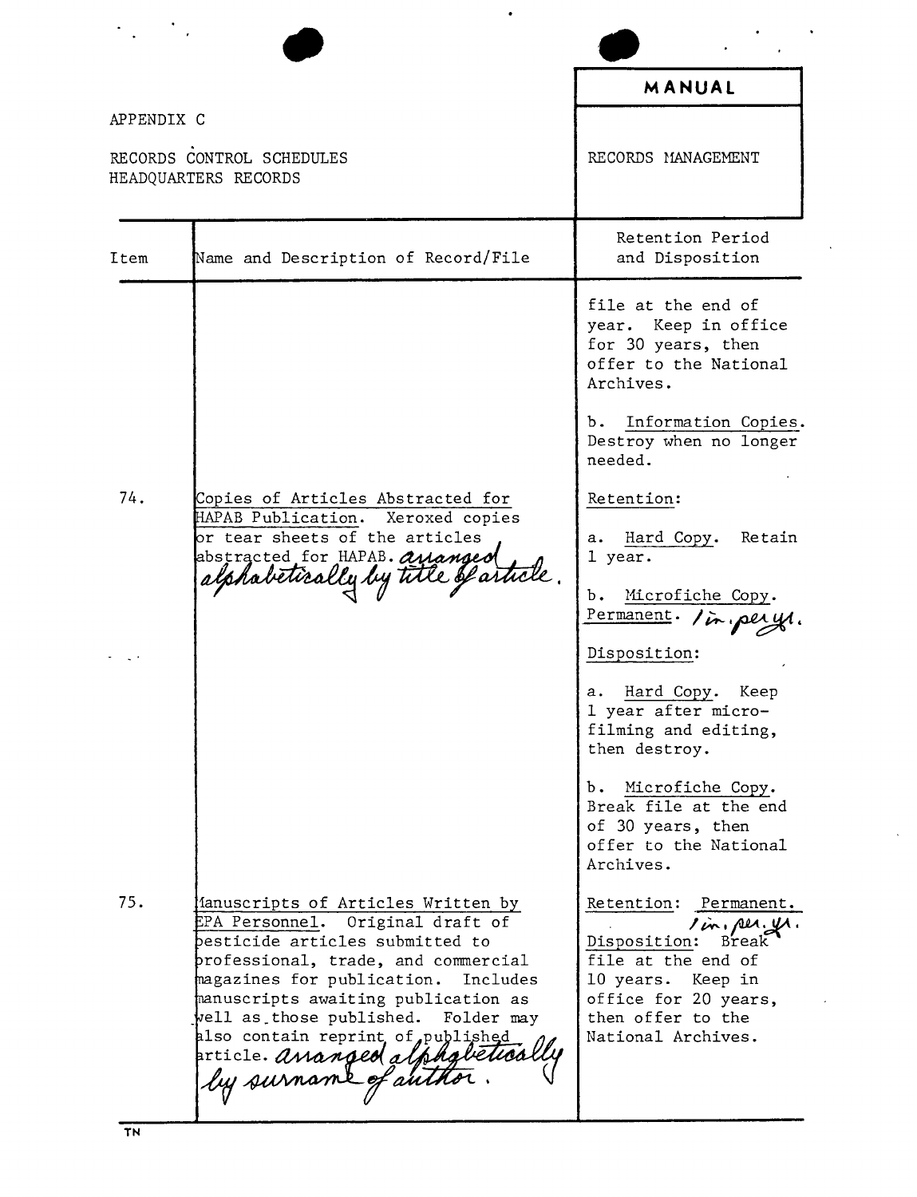APPENDIX C

RECORDS CONTROL SCHEDULES
HEADQUARTERS RECORDS

**MANUAL**

RECORDS MANAGEMENT

| Item | Name and Description of Record/File | Retention Period and Disposition |
|---|---|---|
| | | file at the end of year. Keep in office for 30 years, then offer to the National Archives.<br><br>b. Information Copies. Destroy when no longer needed. |
| 74. | Copies of Articles Abstracted for HAPAB Publication. Xeroxed copies or tear sheets of the articles abstracted for HAPAB. arranged alphabetically by title of article. | Retention:<br><br>a. Hard Copy. Retain 1 year.<br><br>b. Microfiche Copy. Permanent. 1 in. per yr.<br><br>Disposition:<br><br>a. Hard Copy. Keep 1 year after microfilming and editing, then destroy.<br><br>b. Microfiche Copy. Break file at the end of 30 years, then offer to the National Archives. |
| 75. | Manuscripts of Articles Written by EPA Personnel. Original draft of pesticide articles submitted to professional, trade, and commercial magazines for publication. Includes manuscripts awaiting publication as well as those published. Folder may also contain reprint of published article. arranged alphabetically by surname of author. | Retention: Permanent. 1 in. per. yr.<br><br>Disposition: Break file at the end of 10 years. Keep in office for 20 years, then offer to the National Archives. |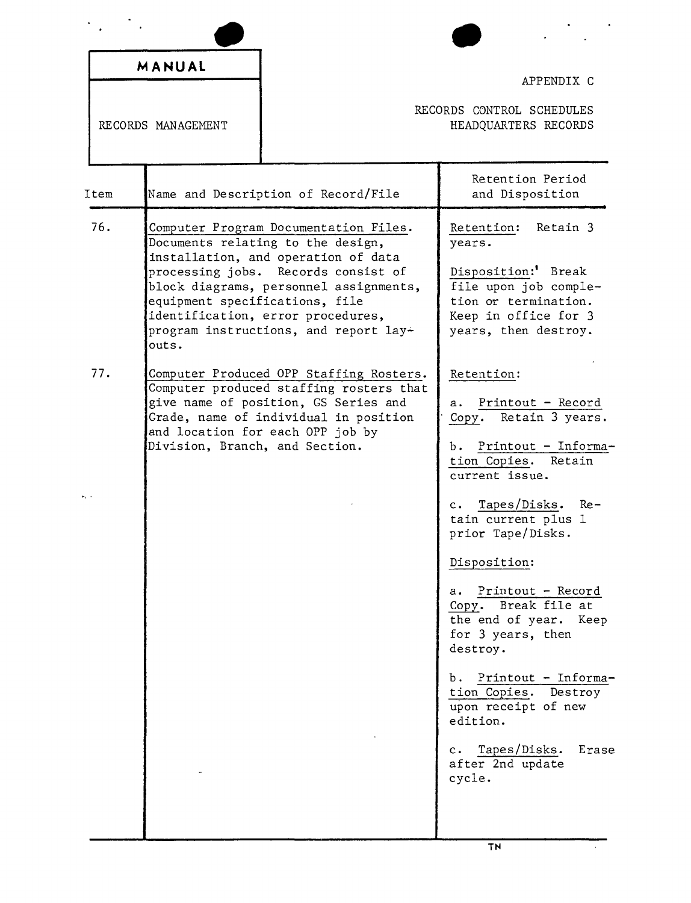**MANUAL**

RECORDS MANAGEMENT

APPENDIX C

RECORDS CONTROL SCHEDULES
HEADQUARTERS RECORDS

| Item | Name and Description of Record/File | Retention Period and Disposition |
|---|---|---|
| 76. | Computer Program Documentation Files. Documents relating to the design, installation, and operation of data processing jobs. Records consist of block diagrams, personnel assignments, equipment specifications, file identification, error procedures, program instructions, and report lay-outs. | Retention: Retain 3 years.<br><br>Disposition: Break file upon job completion or termination. Keep in office for 3 years, then destroy. |
| 77. | Computer Produced OPP Staffing Rosters. Computer produced staffing rosters that give name of position, GS Series and Grade, name of individual in position and location for each OPP job by Division, Branch, and Section. | Retention:<br><br>a. Printout - Record Copy. Retain 3 years.<br><br>b. Printout - Information Copies. Retain current issue.<br><br>c. Tapes/Disks. Retain current plus 1 prior Tape/Disks.<br><br>Disposition:<br><br>a. Printout - Record Copy. Break file at the end of year. Keep for 3 years, then destroy.<br><br>b. Printout - Information Copies. Destroy upon receipt of new edition.<br><br>c. Tapes/Disks. Erase after 2nd update cycle. |

TN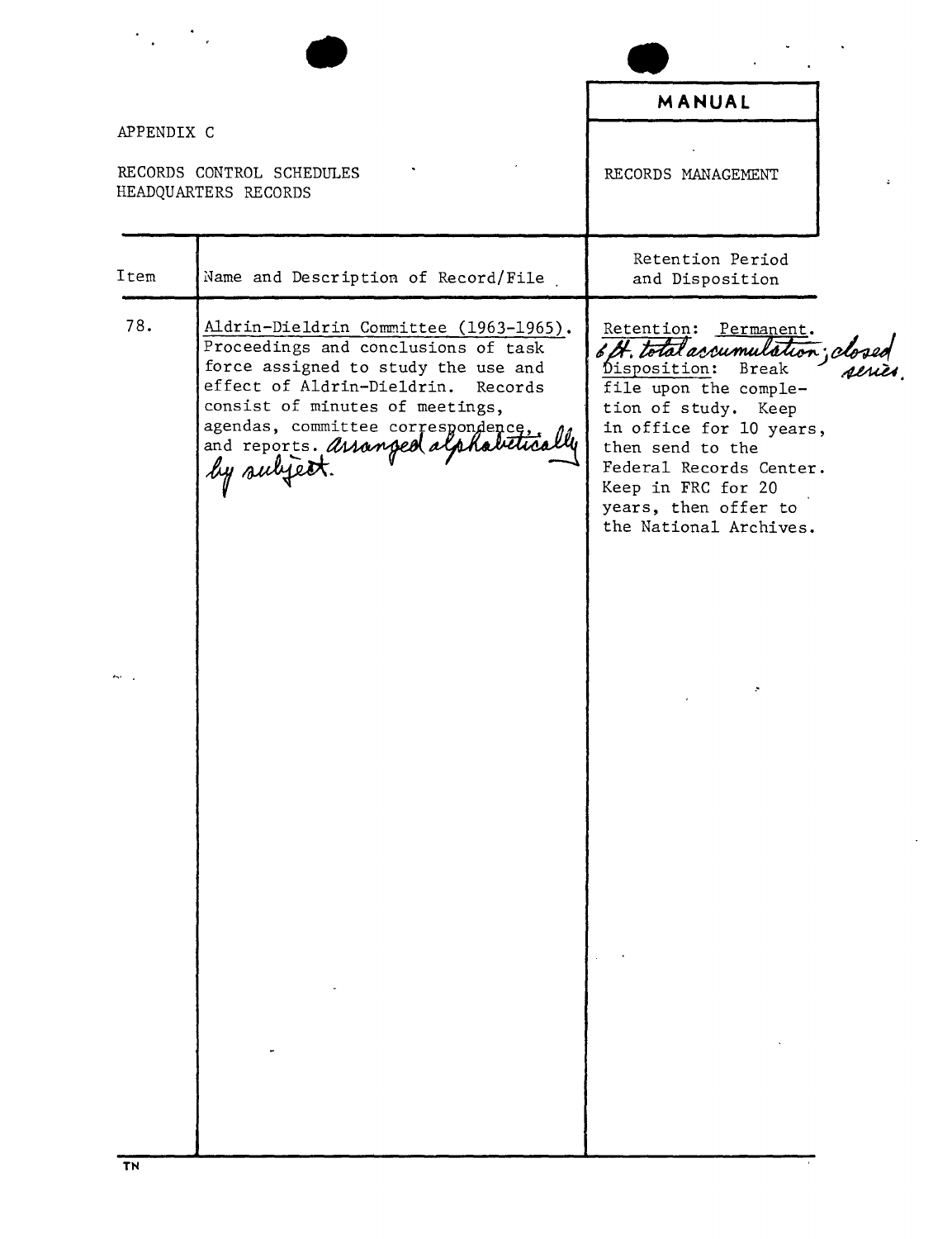APPENDIX C

RECORDS CONTROL SCHEDULES
HEADQUARTERS RECORDS

| MANUAL |
|---|
| RECORDS MANAGEMENT |

| Item | Name and Description of Record/File | Retention Period and Disposition |
|---|---|---|
| 78. | Aldrin-Dieldrin Committee (1963-1965). Proceedings and conclusions of task force assigned to study the use and effect of Aldrin-Dieldrin. Records consist of minutes of meetings, agendas, committee correspondence, and reports. arranged alphabetically by subject. | Retention: Permanent. 6 ft. total accumulation; closed series. Disposition: Break file upon the completion of study. Keep in office for 10 years, then send to the Federal Records Center. Keep in FRC for 20 years, then offer to the National Archives. |

TN